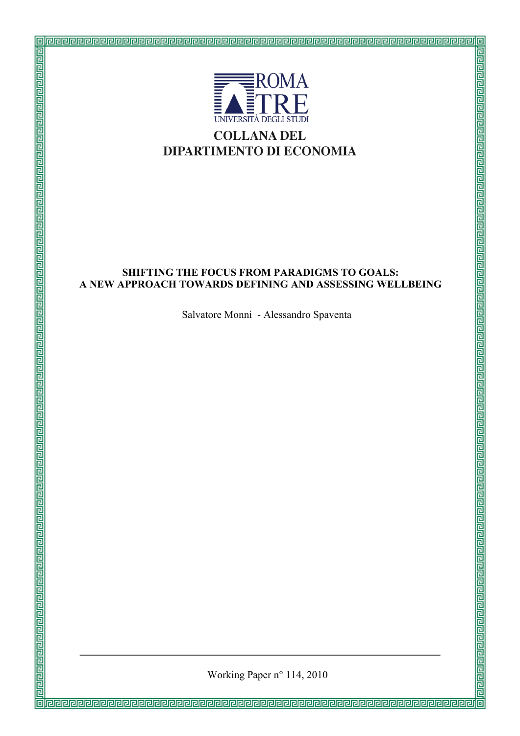ROMA TRE

UNIVERSITÀ DEGLI STUDI

**COLLANA DEL DIPARTIMENTO DI ECONOMIA**

# SHIFTING THE FOCUS FROM PARADIGMS TO GOALS: A NEW APPROACH TOWARDS DEFINING AND ASSESSING WELLBEING

Salvatore Monni - Alessandro Spaventa

Working Paper n° 114, 2010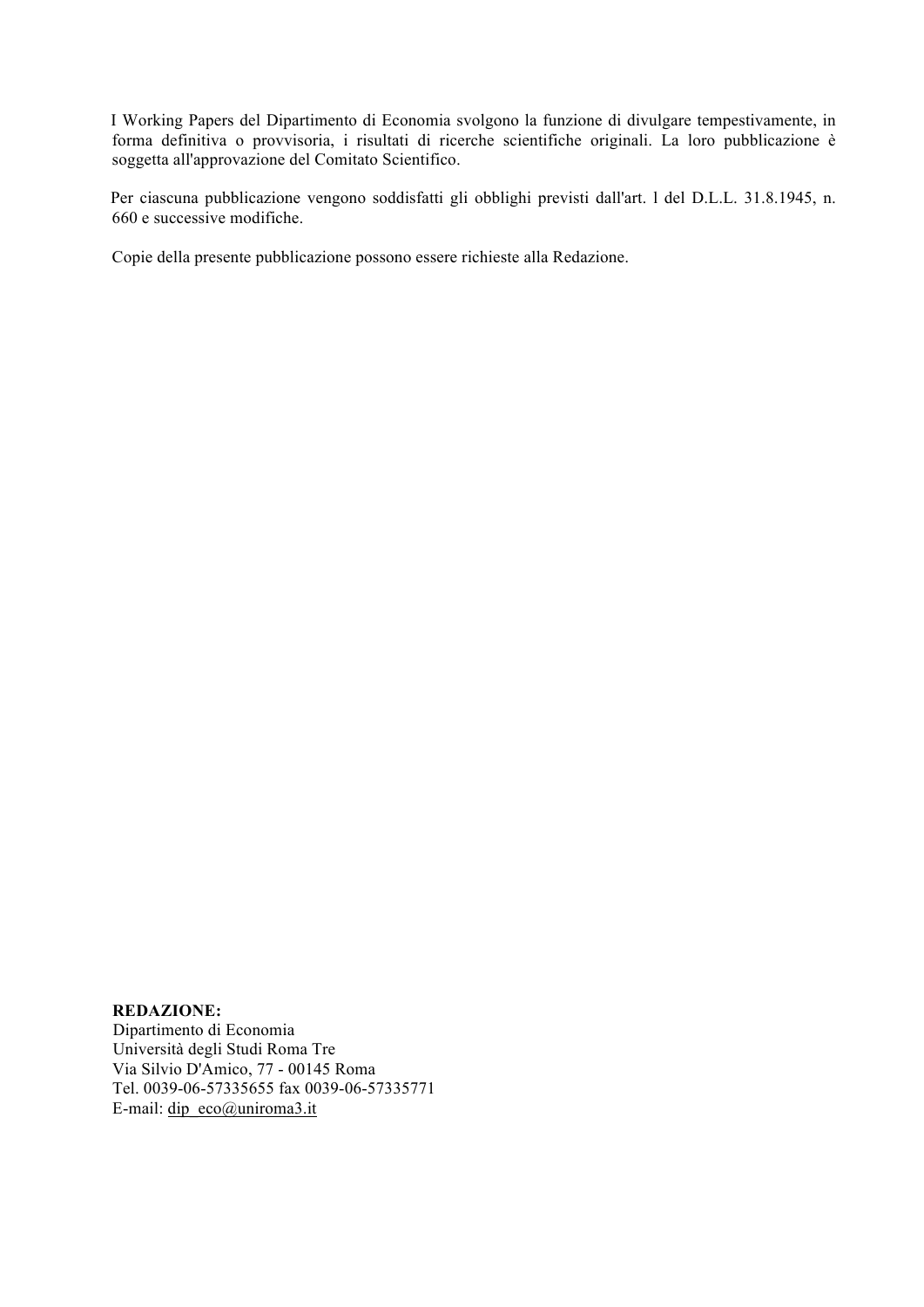I Working Papers del Dipartimento di Economia svolgono la funzione di divulgare tempestivamente, in forma definitiva o provvisoria, i risultati di ricerche scientifiche originali. La loro pubblicazione è soggetta all'approvazione del Comitato Scientifico.

Per ciascuna pubblicazione vengono soddisfatti gli obblighi previsti dall'art. l del D.L.L. 31.8.1945, n. 660 e successive modifiche.

Copie della presente pubblicazione possono essere richieste alla Redazione.

**REDAZIONE:**  
Dipartimento di Economia  
Università degli Studi Roma Tre  
Via Silvio D'Amico, 77 - 00145 Roma  
Tel. 0039-06-57335655 fax 0039-06-57335771  
E-mail: dip_eco@uniroma3.it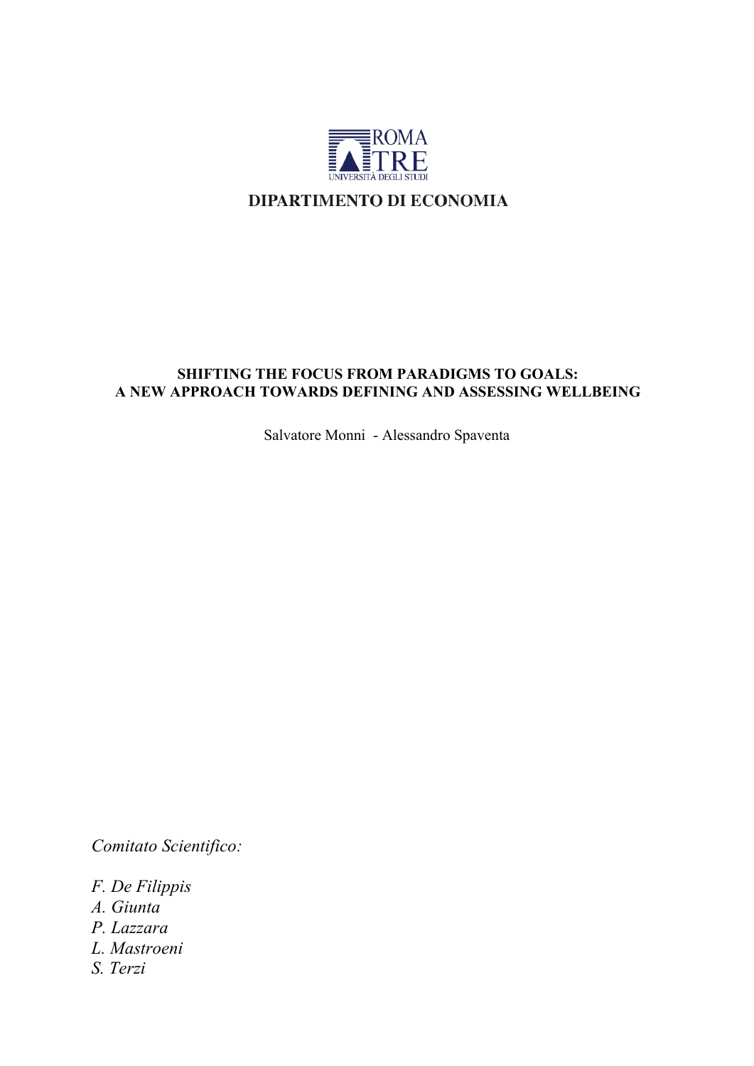ROMA TRE
UNIVERSITÀ DEGLI STUDI

**DIPARTIMENTO DI ECONOMIA**

**SHIFTING THE FOCUS FROM PARADIGMS TO GOALS:
A NEW APPROACH TOWARDS DEFINING AND ASSESSING WELLBEING**

Salvatore Monni - Alessandro Spaventa

*Comitato Scientifico:*

*F. De Filippis*
*A. Giunta*
*P. Lazzara*
*L. Mastroeni*
*S. Terzi*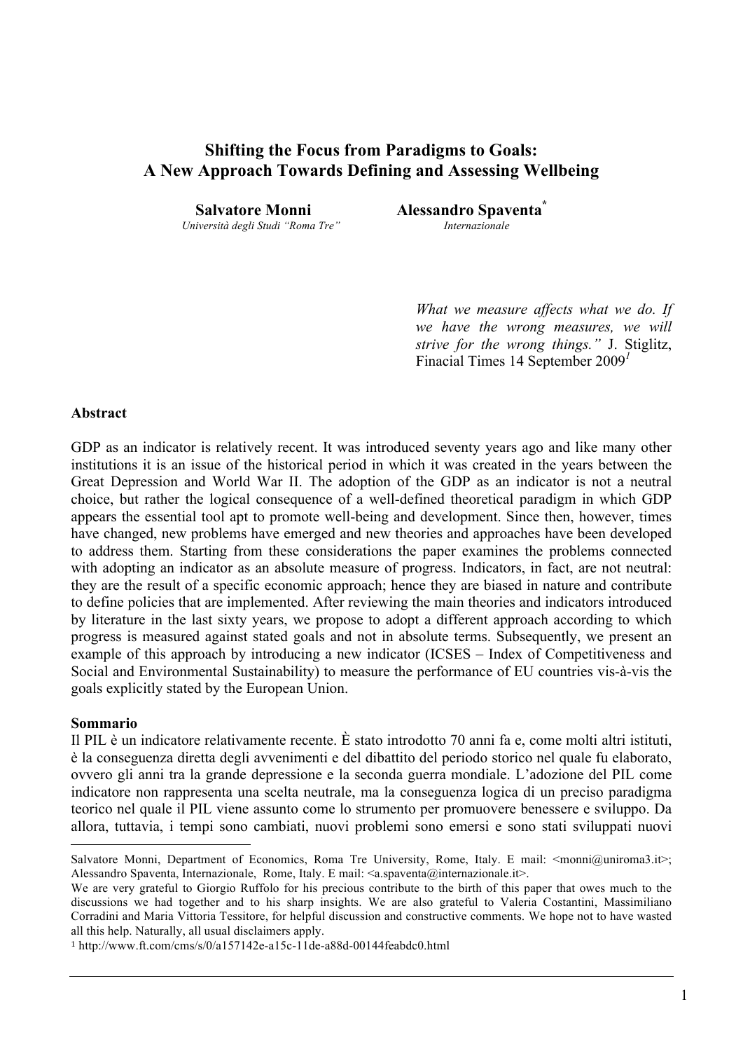# Shifting the Focus from Paradigms to Goals: A New Approach Towards Defining and Assessing Wellbeing

**Salvatore Monni**
*Università degli Studi "Roma Tre"*

**Alessandro Spaventa**[*]
*Internazionale*

> *What we measure affects what we do. If we have the wrong measures, we will strive for the wrong things."* J. Stiglitz, Finacial Times 14 September 2009[1]

**Abstract**

GDP as an indicator is relatively recent. It was introduced seventy years ago and like many other institutions it is an issue of the historical period in which it was created in the years between the Great Depression and World War II. The adoption of the GDP as an indicator is not a neutral choice, but rather the logical consequence of a well-defined theoretical paradigm in which GDP appears the essential tool apt to promote well-being and development. Since then, however, times have changed, new problems have emerged and new theories and approaches have been developed to address them. Starting from these considerations the paper examines the problems connected with adopting an indicator as an absolute measure of progress. Indicators, in fact, are not neutral: they are the result of a specific economic approach; hence they are biased in nature and contribute to define policies that are implemented. After reviewing the main theories and indicators introduced by literature in the last sixty years, we propose to adopt a different approach according to which progress is measured against stated goals and not in absolute terms. Subsequently, we present an example of this approach by introducing a new indicator (ICSES – Index of Competitiveness and Social and Environmental Sustainability) to measure the performance of EU countries vis-à-vis the goals explicitly stated by the European Union.

**Sommario**

Il PIL è un indicatore relativamente recente. È stato introdotto 70 anni fa e, come molti altri istituti, è la conseguenza diretta degli avvenimenti e del dibattito del periodo storico nel quale fu elaborato, ovvero gli anni tra la grande depressione e la seconda guerra mondiale. L'adozione del PIL come indicatore non rappresenta una scelta neutrale, ma la conseguenza logica di un preciso paradigma teorico nel quale il PIL viene assunto come lo strumento per promuovere benessere e sviluppo. Da allora, tuttavia, i tempi sono cambiati, nuovi problemi sono emersi e sono stati sviluppati nuovi

---

Salvatore Monni, Department of Economics, Roma Tre University, Rome, Italy. E mail: <monni@uniroma3.it>; Alessandro Spaventa, Internazionale, Rome, Italy. E mail: <a.spaventa@internazionale.it>.

We are very grateful to Giorgio Ruffolo for his precious contribute to the birth of this paper that owes much to the discussions we had together and to his sharp insights. We are also grateful to Valeria Costantini, Massimiliano Corradini and Maria Vittoria Tessitore, for helpful discussion and constructive comments. We hope not to have wasted all this help. Naturally, all usual disclaimers apply.

[1] http://www.ft.com/cms/s/0/a157142e-a15c-11de-a88d-00144feabdc0.html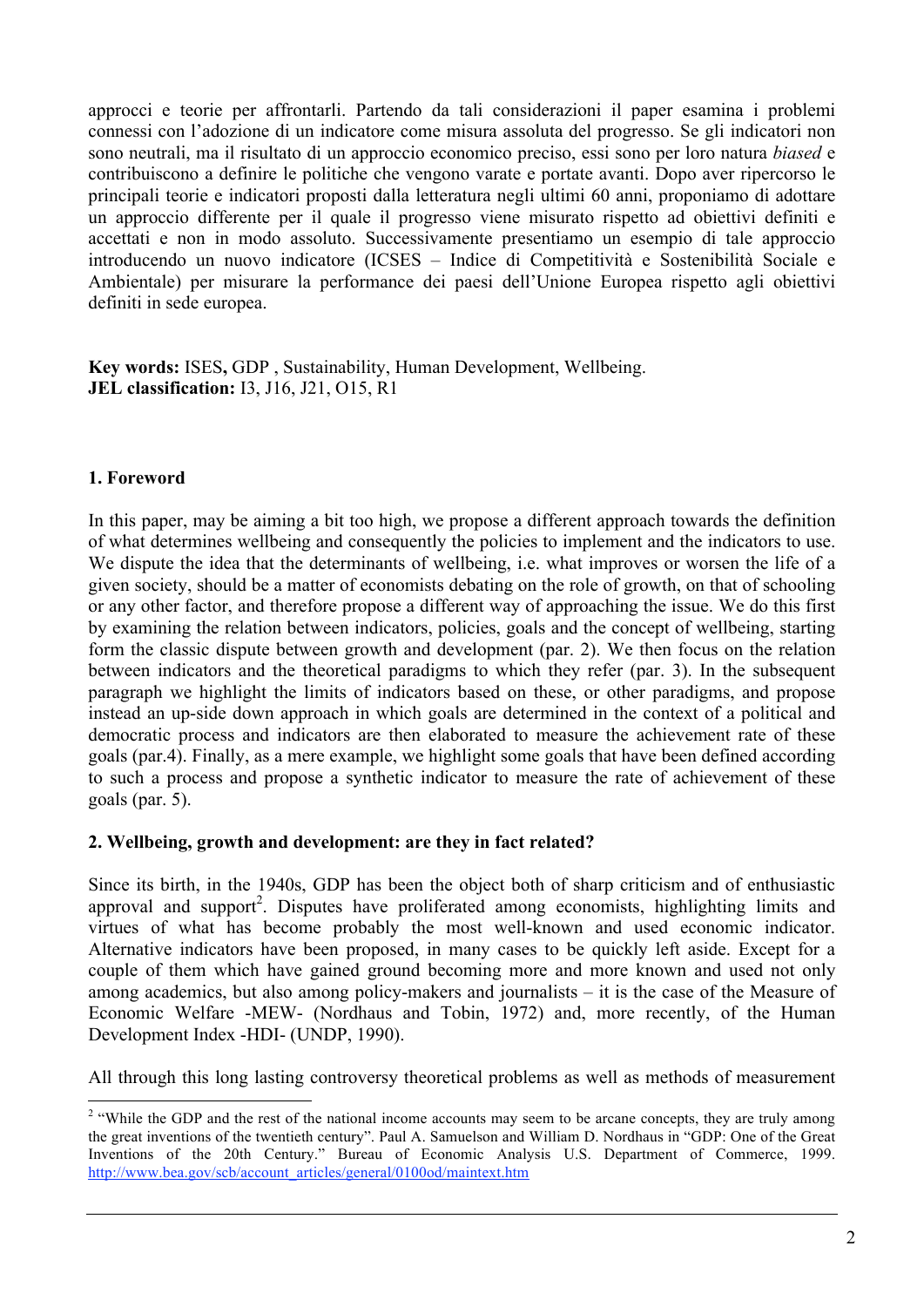approcci e teorie per affrontarli. Partendo da tali considerazioni il paper esamina i problemi connessi con l'adozione di un indicatore come misura assoluta del progresso. Se gli indicatori non sono neutrali, ma il risultato di un approccio economico preciso, essi sono per loro natura *biased* e contribuiscono a definire le politiche che vengono varate e portate avanti. Dopo aver ripercorso le principali teorie e indicatori proposti dalla letteratura negli ultimi 60 anni, proponiamo di adottare un approccio differente per il quale il progresso viene misurato rispetto ad obiettivi definiti e accettati e non in modo assoluto. Successivamente presentiamo un esempio di tale approccio introducendo un nuovo indicatore (ICSES – Indice di Competitività e Sostenibilità Sociale e Ambientale) per misurare la performance dei paesi dell'Unione Europea rispetto agli obiettivi definiti in sede europea.

**Key words:** ISES**,** GDP , Sustainability, Human Development, Wellbeing.
**JEL classification:** I3, J16, J21, O15, R1

## 1. Foreword

In this paper, may be aiming a bit too high, we propose a different approach towards the definition of what determines wellbeing and consequently the policies to implement and the indicators to use. We dispute the idea that the determinants of wellbeing, i.e. what improves or worsen the life of a given society, should be a matter of economists debating on the role of growth, on that of schooling or any other factor, and therefore propose a different way of approaching the issue. We do this first by examining the relation between indicators, policies, goals and the concept of wellbeing, starting form the classic dispute between growth and development (par. 2). We then focus on the relation between indicators and the theoretical paradigms to which they refer (par. 3). In the subsequent paragraph we highlight the limits of indicators based on these, or other paradigms, and propose instead an up-side down approach in which goals are determined in the context of a political and democratic process and indicators are then elaborated to measure the achievement rate of these goals (par.4). Finally, as a mere example, we highlight some goals that have been defined according to such a process and propose a synthetic indicator to measure the rate of achievement of these goals (par. 5).

## 2. Wellbeing, growth and development: are they in fact related?

Since its birth, in the 1940s, GDP has been the object both of sharp criticism and of enthusiastic approval and support[2]. Disputes have proliferated among economists, highlighting limits and virtues of what has become probably the most well-known and used economic indicator. Alternative indicators have been proposed, in many cases to be quickly left aside. Except for a couple of them which have gained ground becoming more and more known and used not only among academics, but also among policy-makers and journalists – it is the case of the Measure of Economic Welfare -MEW- (Nordhaus and Tobin, 1972) and, more recently, of the Human Development Index -HDI- (UNDP, 1990).

All through this long lasting controversy theoretical problems as well as methods of measurement

[2] "While the GDP and the rest of the national income accounts may seem to be arcane concepts, they are truly among the great inventions of the twentieth century". Paul A. Samuelson and William D. Nordhaus in "GDP: One of the Great Inventions of the 20th Century." Bureau of Economic Analysis U.S. Department of Commerce, 1999. http://www.bea.gov/scb/account_articles/general/0100od/maintext.htm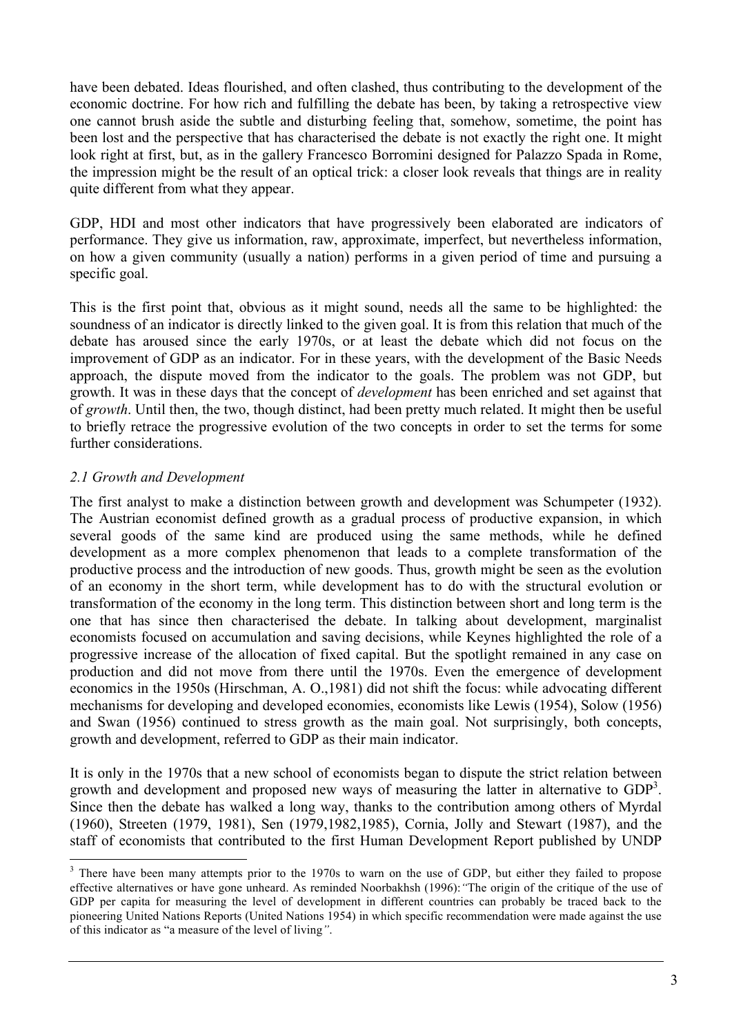have been debated. Ideas flourished, and often clashed, thus contributing to the development of the economic doctrine. For how rich and fulfilling the debate has been, by taking a retrospective view one cannot brush aside the subtle and disturbing feeling that, somehow, sometime, the point has been lost and the perspective that has characterised the debate is not exactly the right one. It might look right at first, but, as in the gallery Francesco Borromini designed for Palazzo Spada in Rome, the impression might be the result of an optical trick: a closer look reveals that things are in reality quite different from what they appear.

GDP, HDI and most other indicators that have progressively been elaborated are indicators of performance. They give us information, raw, approximate, imperfect, but nevertheless information, on how a given community (usually a nation) performs in a given period of time and pursuing a specific goal.

This is the first point that, obvious as it might sound, needs all the same to be highlighted: the soundness of an indicator is directly linked to the given goal. It is from this relation that much of the debate has aroused since the early 1970s, or at least the debate which did not focus on the improvement of GDP as an indicator. For in these years, with the development of the Basic Needs approach, the dispute moved from the indicator to the goals. The problem was not GDP, but growth. It was in these days that the concept of *development* has been enriched and set against that of *growth*. Until then, the two, though distinct, had been pretty much related. It might then be useful to briefly retrace the progressive evolution of the two concepts in order to set the terms for some further considerations.

### *2.1 Growth and Development*

The first analyst to make a distinction between growth and development was Schumpeter (1932). The Austrian economist defined growth as a gradual process of productive expansion, in which several goods of the same kind are produced using the same methods, while he defined development as a more complex phenomenon that leads to a complete transformation of the productive process and the introduction of new goods. Thus, growth might be seen as the evolution of an economy in the short term, while development has to do with the structural evolution or transformation of the economy in the long term. This distinction between short and long term is the one that has since then characterised the debate. In talking about development, marginalist economists focused on accumulation and saving decisions, while Keynes highlighted the role of a progressive increase of the allocation of fixed capital. But the spotlight remained in any case on production and did not move from there until the 1970s. Even the emergence of development economics in the 1950s (Hirschman, A. O.,1981) did not shift the focus: while advocating different mechanisms for developing and developed economies, economists like Lewis (1954), Solow (1956) and Swan (1956) continued to stress growth as the main goal. Not surprisingly, both concepts, growth and development, referred to GDP as their main indicator.

It is only in the 1970s that a new school of economists began to dispute the strict relation between growth and development and proposed new ways of measuring the latter in alternative to GDP[3]. Since then the debate has walked a long way, thanks to the contribution among others of Myrdal (1960), Streeten (1979, 1981), Sen (1979,1982,1985), Cornia, Jolly and Stewart (1987), and the staff of economists that contributed to the first Human Development Report published by UNDP

[3] There have been many attempts prior to the 1970s to warn on the use of GDP, but either they failed to propose effective alternatives or have gone unheard. As reminded Noorbakhsh (1996): *"The origin of the critique of the use of GDP per capita for measuring the level of development in different countries can probably be traced back to the pioneering United Nations Reports (United Nations 1954) in which specific recommendation were made against the use of this indicator as "a measure of the level of living"*.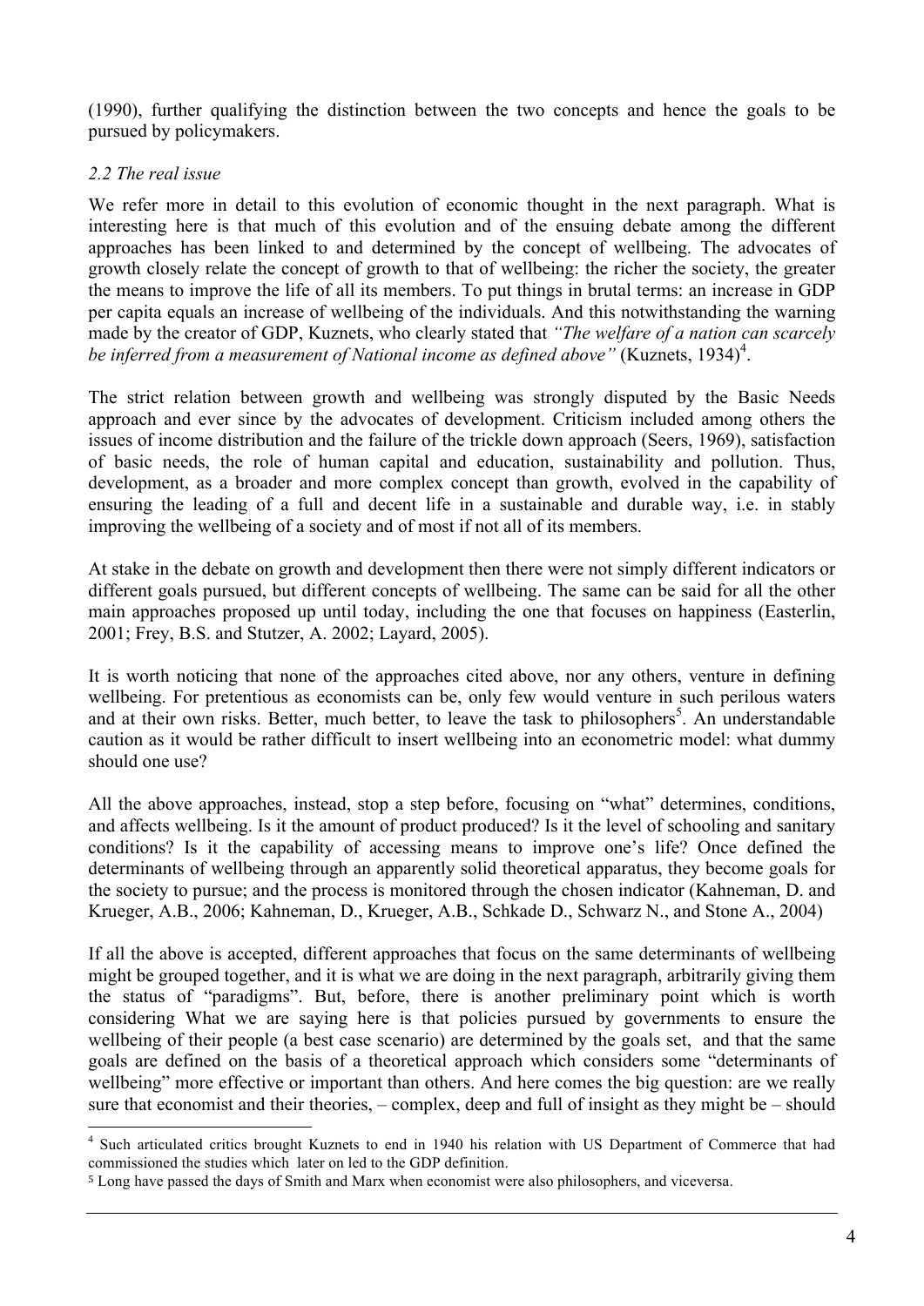(1990), further qualifying the distinction between the two concepts and hence the goals to be pursued by policymakers.

### *2.2 The real issue*

We refer more in detail to this evolution of economic thought in the next paragraph. What is interesting here is that much of this evolution and of the ensuing debate among the different approaches has been linked to and determined by the concept of wellbeing. The advocates of growth closely relate the concept of growth to that of wellbeing: the richer the society, the greater the means to improve the life of all its members. To put things in brutal terms: an increase in GDP per capita equals an increase of wellbeing of the individuals. And this notwithstanding the warning made by the creator of GDP, Kuznets, who clearly stated that *"The welfare of a nation can scarcely be inferred from a measurement of National income as defined above"* (Kuznets, 1934)[4].

The strict relation between growth and wellbeing was strongly disputed by the Basic Needs approach and ever since by the advocates of development. Criticism included among others the issues of income distribution and the failure of the trickle down approach (Seers, 1969), satisfaction of basic needs, the role of human capital and education, sustainability and pollution. Thus, development, as a broader and more complex concept than growth, evolved in the capability of ensuring the leading of a full and decent life in a sustainable and durable way, i.e. in stably improving the wellbeing of a society and of most if not all of its members.

At stake in the debate on growth and development then there were not simply different indicators or different goals pursued, but different concepts of wellbeing. The same can be said for all the other main approaches proposed up until today, including the one that focuses on happiness (Easterlin, 2001; Frey, B.S. and Stutzer, A. 2002; Layard, 2005).

It is worth noticing that none of the approaches cited above, nor any others, venture in defining wellbeing. For pretentious as economists can be, only few would venture in such perilous waters and at their own risks. Better, much better, to leave the task to philosophers[5]. An understandable caution as it would be rather difficult to insert wellbeing into an econometric model: what dummy should one use?

All the above approaches, instead, stop a step before, focusing on "what" determines, conditions, and affects wellbeing. Is it the amount of product produced? Is it the level of schooling and sanitary conditions? Is it the capability of accessing means to improve one's life? Once defined the determinants of wellbeing through an apparently solid theoretical apparatus, they become goals for the society to pursue; and the process is monitored through the chosen indicator (Kahneman, D. and Krueger, A.B., 2006; Kahneman, D., Krueger, A.B., Schkade D., Schwarz N., and Stone A., 2004)

If all the above is accepted, different approaches that focus on the same determinants of wellbeing might be grouped together, and it is what we are doing in the next paragraph, arbitrarily giving them the status of "paradigms". But, before, there is another preliminary point which is worth considering What we are saying here is that policies pursued by governments to ensure the wellbeing of their people (a best case scenario) are determined by the goals set, and that the same goals are defined on the basis of a theoretical approach which considers some "determinants of wellbeing" more effective or important than others. And here comes the big question: are we really sure that economist and their theories, – complex, deep and full of insight as they might be – should

---

[4] Such articulated critics brought Kuznets to end in 1940 his relation with US Department of Commerce that had commissioned the studies which later on led to the GDP definition.

[5] Long have passed the days of Smith and Marx when economist were also philosophers, and viceversa.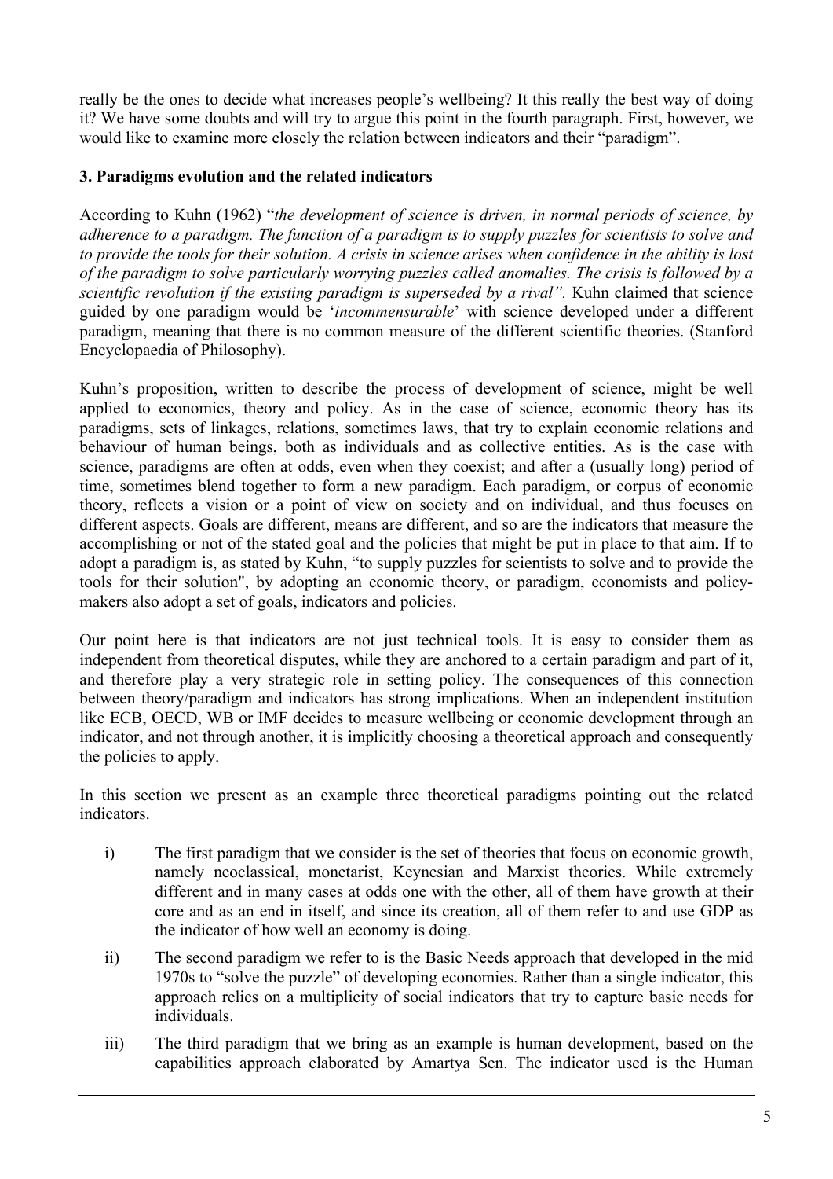really be the ones to decide what increases people's wellbeing? It this really the best way of doing it? We have some doubts and will try to argue this point in the fourth paragraph. First, however, we would like to examine more closely the relation between indicators and their "paradigm".

### 3. Paradigms evolution and the related indicators

According to Kuhn (1962) "*the development of science is driven, in normal periods of science, by adherence to a paradigm. The function of a paradigm is to supply puzzles for scientists to solve and to provide the tools for their solution. A crisis in science arises when confidence in the ability is lost of the paradigm to solve particularly worrying puzzles called anomalies. The crisis is followed by a scientific revolution if the existing paradigm is superseded by a rival".* Kuhn claimed that science guided by one paradigm would be '*incommensurable*' with science developed under a different paradigm, meaning that there is no common measure of the different scientific theories. (Stanford Encyclopaedia of Philosophy).

Kuhn's proposition, written to describe the process of development of science, might be well applied to economics, theory and policy. As in the case of science, economic theory has its paradigms, sets of linkages, relations, sometimes laws, that try to explain economic relations and behaviour of human beings, both as individuals and as collective entities. As is the case with science, paradigms are often at odds, even when they coexist; and after a (usually long) period of time, sometimes blend together to form a new paradigm. Each paradigm, or corpus of economic theory, reflects a vision or a point of view on society and on individual, and thus focuses on different aspects. Goals are different, means are different, and so are the indicators that measure the accomplishing or not of the stated goal and the policies that might be put in place to that aim. If to adopt a paradigm is, as stated by Kuhn, "to supply puzzles for scientists to solve and to provide the tools for their solution", by adopting an economic theory, or paradigm, economists and policy-makers also adopt a set of goals, indicators and policies.

Our point here is that indicators are not just technical tools. It is easy to consider them as independent from theoretical disputes, while they are anchored to a certain paradigm and part of it, and therefore play a very strategic role in setting policy. The consequences of this connection between theory/paradigm and indicators has strong implications. When an independent institution like ECB, OECD, WB or IMF decides to measure wellbeing or economic development through an indicator, and not through another, it is implicitly choosing a theoretical approach and consequently the policies to apply.

In this section we present as an example three theoretical paradigms pointing out the related indicators.

i) The first paradigm that we consider is the set of theories that focus on economic growth, namely neoclassical, monetarist, Keynesian and Marxist theories. While extremely different and in many cases at odds one with the other, all of them have growth at their core and as an end in itself, and since its creation, all of them refer to and use GDP as the indicator of how well an economy is doing.

ii) The second paradigm we refer to is the Basic Needs approach that developed in the mid 1970s to "solve the puzzle" of developing economies. Rather than a single indicator, this approach relies on a multiplicity of social indicators that try to capture basic needs for individuals.

iii) The third paradigm that we bring as an example is human development, based on the capabilities approach elaborated by Amartya Sen. The indicator used is the Human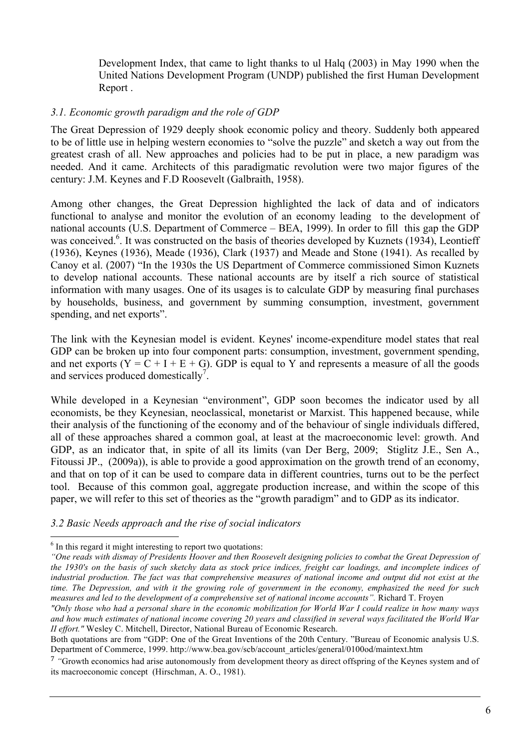Development Index, that came to light thanks to ul Halq (2003) in May 1990 when the United Nations Development Program (UNDP) published the first Human Development Report .

### *3.1. Economic growth paradigm and the role of GDP*

The Great Depression of 1929 deeply shook economic policy and theory. Suddenly both appeared to be of little use in helping western economies to "solve the puzzle" and sketch a way out from the greatest crash of all. New approaches and policies had to be put in place, a new paradigm was needed. And it came. Architects of this paradigmatic revolution were two major figures of the century: J.M. Keynes and F.D Roosevelt (Galbraith, 1958).

Among other changes, the Great Depression highlighted the lack of data and of indicators functional to analyse and monitor the evolution of an economy leading to the development of national accounts (U.S. Department of Commerce – BEA, 1999). In order to fill this gap the GDP was conceived.[6]. It was constructed on the basis of theories developed by Kuznets (1934), Leontieff (1936), Keynes (1936), Meade (1936), Clark (1937) and Meade and Stone (1941). As recalled by Canoy et al. (2007) "In the 1930s the US Department of Commerce commissioned Simon Kuznets to develop national accounts. These national accounts are by itself a rich source of statistical information with many usages. One of its usages is to calculate GDP by measuring final purchases by households, business, and government by summing consumption, investment, government spending, and net exports".

The link with the Keynesian model is evident. Keynes' income-expenditure model states that real GDP can be broken up into four component parts: consumption, investment, government spending, and net exports ($Y = C + I + E + G$). GDP is equal to Y and represents a measure of all the goods and services produced domestically[7].

While developed in a Keynesian "environment", GDP soon becomes the indicator used by all economists, be they Keynesian, neoclassical, monetarist or Marxist. This happened because, while their analysis of the functioning of the economy and of the behaviour of single individuals differed, all of these approaches shared a common goal, at least at the macroeconomic level: growth. And GDP, as an indicator that, in spite of all its limits (van Der Berg, 2009; Stiglitz J.E., Sen A., Fitoussi JP., (2009a)), is able to provide a good approximation on the growth trend of an economy, and that on top of it can be used to compare data in different countries, turns out to be the perfect tool. Because of this common goal, aggregate production increase, and within the scope of this paper, we will refer to this set of theories as the "growth paradigm" and to GDP as its indicator.

### *3.2 Basic Needs approach and the rise of social indicators*

---

[6] In this regard it might interesting to report two quotations:

*"One reads with dismay of Presidents Hoover and then Roosevelt designing policies to combat the Great Depression of the 1930's on the basis of such sketchy data as stock price indices, freight car loadings, and incomplete indices of industrial production. The fact was that comprehensive measures of national income and output did not exist at the time. The Depression, and with it the growing role of government in the economy, emphasized the need for such measures and led to the development of a comprehensive set of national income accounts".* Richard T. Froyen

*"Only those who had a personal share in the economic mobilization for World War I could realize in how many ways and how much estimates of national income covering 20 years and classified in several ways facilitated the World War II effort."* Wesley C. Mitchell, Director, National Bureau of Economic Research.

Both quotations are from "GDP: One of the Great Inventions of the 20th Century. "Bureau of Economic analysis U.S. Department of Commerce, 1999. http://www.bea.gov/scb/account_articles/general/0100od/maintext.htm

[7] *"*Growth economics had arise autonomously from development theory as direct offspring of the Keynes system and of its macroeconomic concept (Hirschman, A. O., 1981).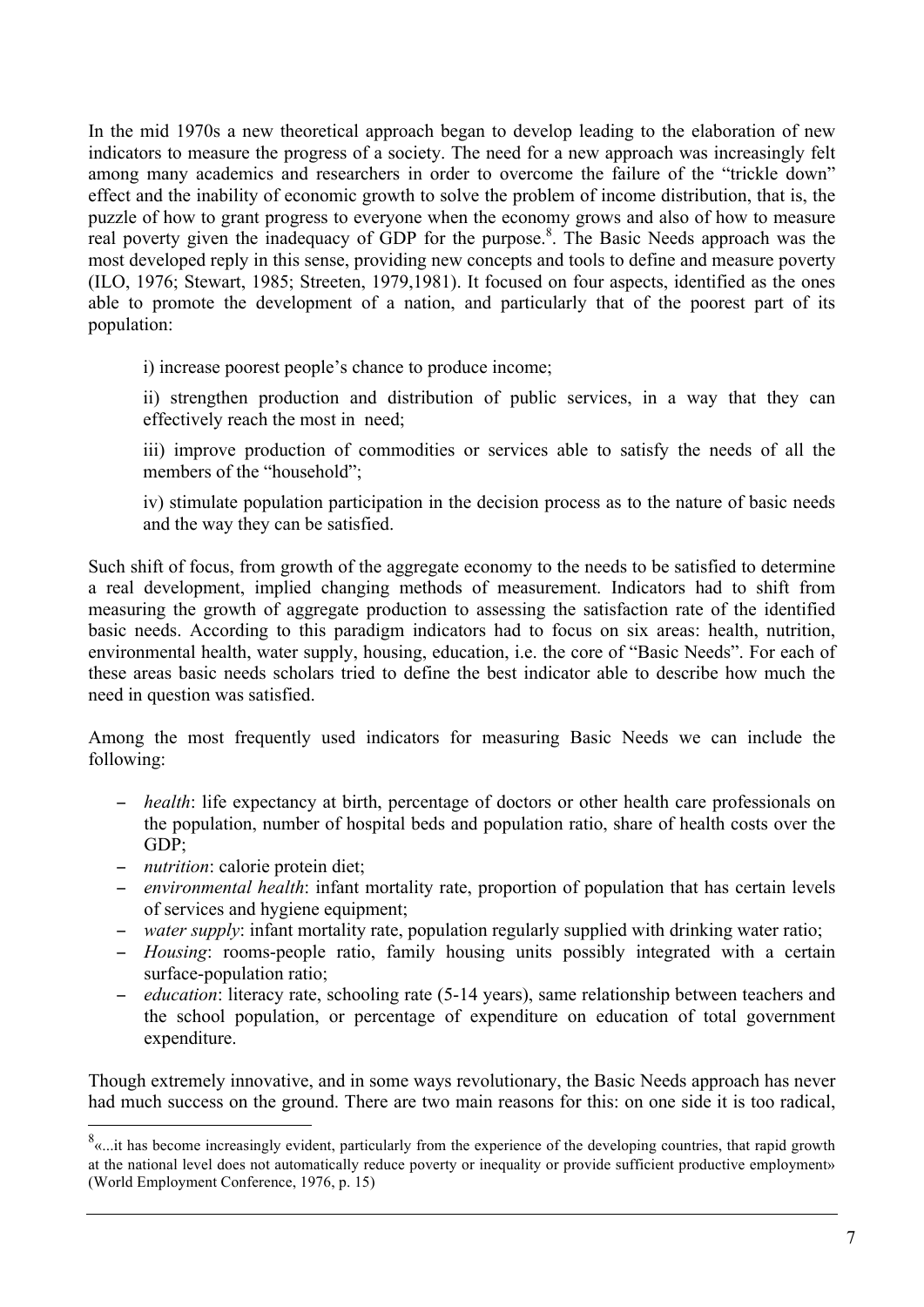In the mid 1970s a new theoretical approach began to develop leading to the elaboration of new indicators to measure the progress of a society. The need for a new approach was increasingly felt among many academics and researchers in order to overcome the failure of the "trickle down" effect and the inability of economic growth to solve the problem of income distribution, that is, the puzzle of how to grant progress to everyone when the economy grows and also of how to measure real poverty given the inadequacy of GDP for the purpose.[8]. The Basic Needs approach was the most developed reply in this sense, providing new concepts and tools to define and measure poverty (ILO, 1976; Stewart, 1985; Streeten, 1979,1981). It focused on four aspects, identified as the ones able to promote the development of a nation, and particularly that of the poorest part of its population:

i) increase poorest people's chance to produce income;

ii) strengthen production and distribution of public services, in a way that they can effectively reach the most in need;

iii) improve production of commodities or services able to satisfy the needs of all the members of the "household";

iv) stimulate population participation in the decision process as to the nature of basic needs and the way they can be satisfied.

Such shift of focus, from growth of the aggregate economy to the needs to be satisfied to determine a real development, implied changing methods of measurement. Indicators had to shift from measuring the growth of aggregate production to assessing the satisfaction rate of the identified basic needs. According to this paradigm indicators had to focus on six areas: health, nutrition, environmental health, water supply, housing, education, i.e. the core of "Basic Needs". For each of these areas basic needs scholars tried to define the best indicator able to describe how much the need in question was satisfied.

Among the most frequently used indicators for measuring Basic Needs we can include the following:

- *health*: life expectancy at birth, percentage of doctors or other health care professionals on the population, number of hospital beds and population ratio, share of health costs over the GDP;
- *nutrition*: calorie protein diet;
- *environmental health*: infant mortality rate, proportion of population that has certain levels of services and hygiene equipment;
- *water supply*: infant mortality rate, population regularly supplied with drinking water ratio;
- *Housing*: rooms-people ratio, family housing units possibly integrated with a certain surface-population ratio;
- *education*: literacy rate, schooling rate (5-14 years), same relationship between teachers and the school population, or percentage of expenditure on education of total government expenditure.

Though extremely innovative, and in some ways revolutionary, the Basic Needs approach has never had much success on the ground. There are two main reasons for this: on one side it is too radical,

[8] «...it has become increasingly evident, particularly from the experience of the developing countries, that rapid growth at the national level does not automatically reduce poverty or inequality or provide sufficient productive employment» (World Employment Conference, 1976, p. 15)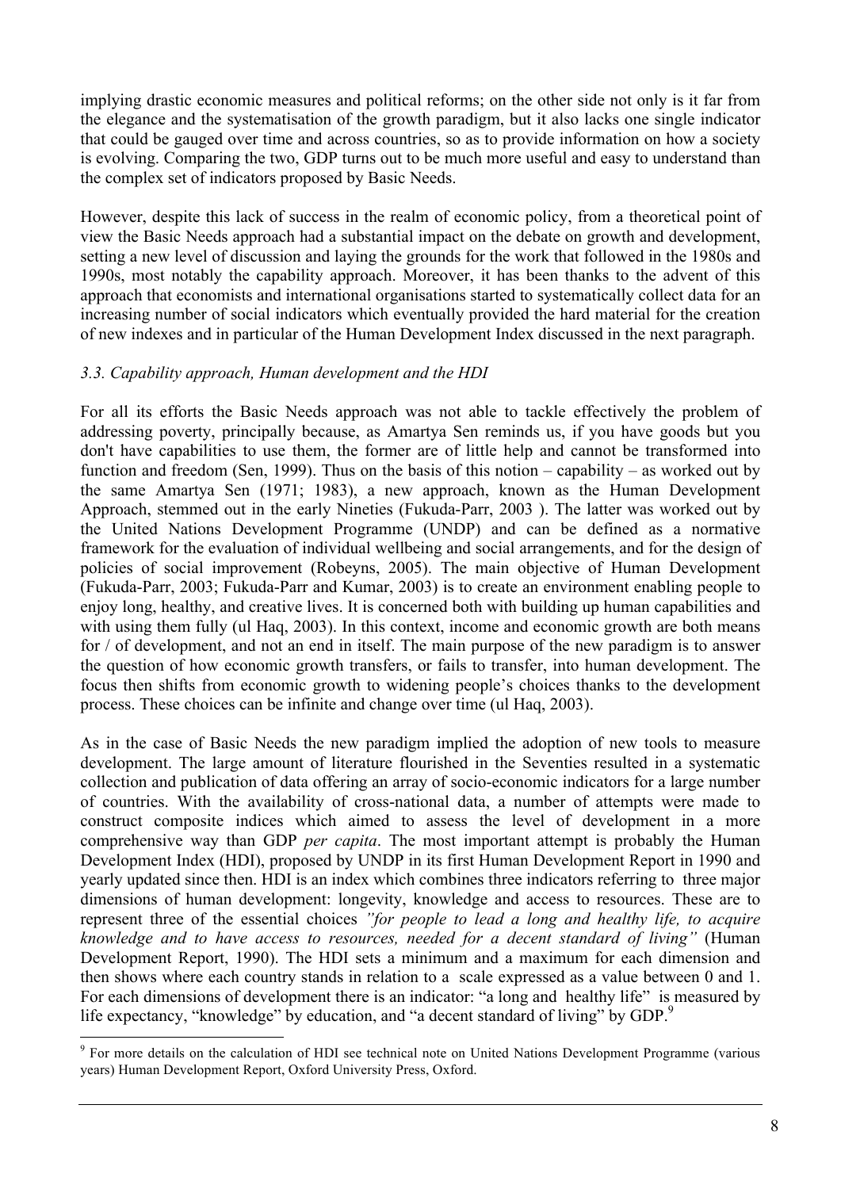implying drastic economic measures and political reforms; on the other side not only is it far from the elegance and the systematisation of the growth paradigm, but it also lacks one single indicator that could be gauged over time and across countries, so as to provide information on how a society is evolving. Comparing the two, GDP turns out to be much more useful and easy to understand than the complex set of indicators proposed by Basic Needs.

However, despite this lack of success in the realm of economic policy, from a theoretical point of view the Basic Needs approach had a substantial impact on the debate on growth and development, setting a new level of discussion and laying the grounds for the work that followed in the 1980s and 1990s, most notably the capability approach. Moreover, it has been thanks to the advent of this approach that economists and international organisations started to systematically collect data for an increasing number of social indicators which eventually provided the hard material for the creation of new indexes and in particular of the Human Development Index discussed in the next paragraph.

### *3.3. Capability approach, Human development and the HDI*

For all its efforts the Basic Needs approach was not able to tackle effectively the problem of addressing poverty, principally because, as Amartya Sen reminds us, if you have goods but you don't have capabilities to use them, the former are of little help and cannot be transformed into function and freedom (Sen, 1999). Thus on the basis of this notion – capability – as worked out by the same Amartya Sen (1971; 1983), a new approach, known as the Human Development Approach, stemmed out in the early Nineties (Fukuda-Parr, 2003 ). The latter was worked out by the United Nations Development Programme (UNDP) and can be defined as a normative framework for the evaluation of individual wellbeing and social arrangements, and for the design of policies of social improvement (Robeyns, 2005). The main objective of Human Development (Fukuda-Parr, 2003; Fukuda-Parr and Kumar, 2003) is to create an environment enabling people to enjoy long, healthy, and creative lives. It is concerned both with building up human capabilities and with using them fully (ul Haq, 2003). In this context, income and economic growth are both means for / of development, and not an end in itself. The main purpose of the new paradigm is to answer the question of how economic growth transfers, or fails to transfer, into human development. The focus then shifts from economic growth to widening people's choices thanks to the development process. These choices can be infinite and change over time (ul Haq, 2003).

As in the case of Basic Needs the new paradigm implied the adoption of new tools to measure development. The large amount of literature flourished in the Seventies resulted in a systematic collection and publication of data offering an array of socio-economic indicators for a large number of countries. With the availability of cross-national data, a number of attempts were made to construct composite indices which aimed to assess the level of development in a more comprehensive way than GDP *per capita*. The most important attempt is probably the Human Development Index (HDI), proposed by UNDP in its first Human Development Report in 1990 and yearly updated since then. HDI is an index which combines three indicators referring to three major dimensions of human development: longevity, knowledge and access to resources. These are to represent three of the essential choices *"for people to lead a long and healthy life, to acquire knowledge and to have access to resources, needed for a decent standard of living"* (Human Development Report, 1990). The HDI sets a minimum and a maximum for each dimension and then shows where each country stands in relation to a scale expressed as a value between 0 and 1. For each dimensions of development there is an indicator: "a long and healthy life" is measured by life expectancy, "knowledge" by education, and "a decent standard of living" by GDP.[9]

[9] For more details on the calculation of HDI see technical note on United Nations Development Programme (various years) Human Development Report, Oxford University Press, Oxford.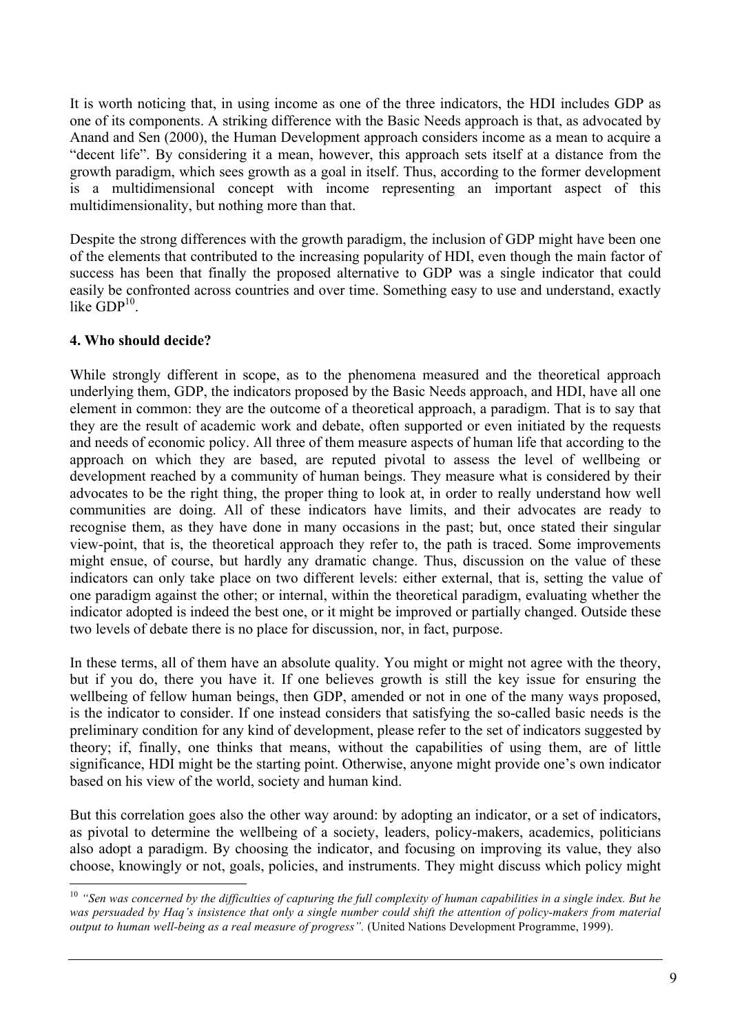It is worth noticing that, in using income as one of the three indicators, the HDI includes GDP as one of its components. A striking difference with the Basic Needs approach is that, as advocated by Anand and Sen (2000), the Human Development approach considers income as a mean to acquire a "decent life". By considering it a mean, however, this approach sets itself at a distance from the growth paradigm, which sees growth as a goal in itself. Thus, according to the former development is a multidimensional concept with income representing an important aspect of this multidimensionality, but nothing more than that.

Despite the strong differences with the growth paradigm, the inclusion of GDP might have been one of the elements that contributed to the increasing popularity of HDI, even though the main factor of success has been that finally the proposed alternative to GDP was a single indicator that could easily be confronted across countries and over time. Something easy to use and understand, exactly like GDP[10].

**4. Who should decide?**

While strongly different in scope, as to the phenomena measured and the theoretical approach underlying them, GDP, the indicators proposed by the Basic Needs approach, and HDI, have all one element in common: they are the outcome of a theoretical approach, a paradigm. That is to say that they are the result of academic work and debate, often supported or even initiated by the requests and needs of economic policy. All three of them measure aspects of human life that according to the approach on which they are based, are reputed pivotal to assess the level of wellbeing or development reached by a community of human beings. They measure what is considered by their advocates to be the right thing, the proper thing to look at, in order to really understand how well communities are doing. All of these indicators have limits, and their advocates are ready to recognise them, as they have done in many occasions in the past; but, once stated their singular view-point, that is, the theoretical approach they refer to, the path is traced. Some improvements might ensue, of course, but hardly any dramatic change. Thus, discussion on the value of these indicators can only take place on two different levels: either external, that is, setting the value of one paradigm against the other; or internal, within the theoretical paradigm, evaluating whether the indicator adopted is indeed the best one, or it might be improved or partially changed. Outside these two levels of debate there is no place for discussion, nor, in fact, purpose.

In these terms, all of them have an absolute quality. You might or might not agree with the theory, but if you do, there you have it. If one believes growth is still the key issue for ensuring the wellbeing of fellow human beings, then GDP, amended or not in one of the many ways proposed, is the indicator to consider. If one instead considers that satisfying the so-called basic needs is the preliminary condition for any kind of development, please refer to the set of indicators suggested by theory; if, finally, one thinks that means, without the capabilities of using them, are of little significance, HDI might be the starting point. Otherwise, anyone might provide one's own indicator based on his view of the world, society and human kind.

But this correlation goes also the other way around: by adopting an indicator, or a set of indicators, as pivotal to determine the wellbeing of a society, leaders, policy-makers, academics, politicians also adopt a paradigm. By choosing the indicator, and focusing on improving its value, they also choose, knowingly or not, goals, policies, and instruments. They might discuss which policy might

[10] *"Sen was concerned by the difficulties of capturing the full complexity of human capabilities in a single index. But he was persuaded by Haq's insistence that only a single number could shift the attention of policy-makers from material output to human well-being as a real measure of progress".* (United Nations Development Programme, 1999).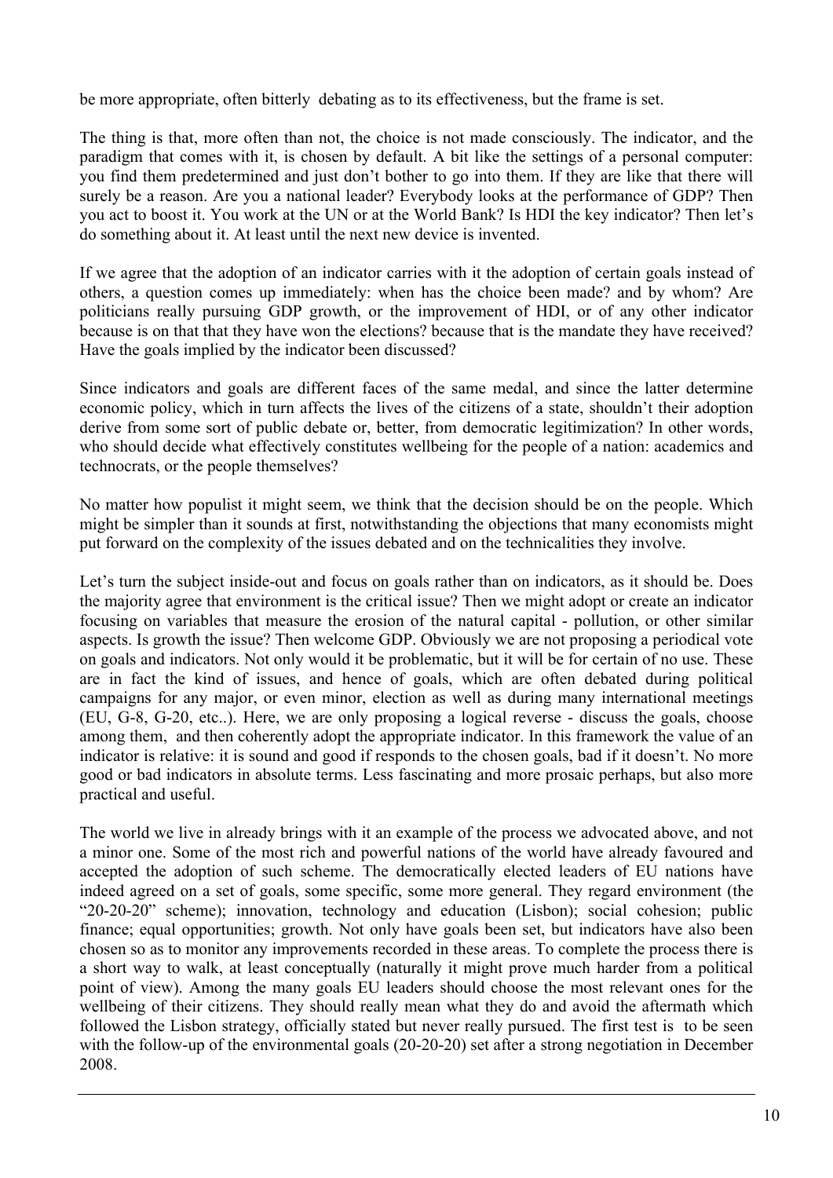be more appropriate, often bitterly debating as to its effectiveness, but the frame is set.

The thing is that, more often than not, the choice is not made consciously. The indicator, and the paradigm that comes with it, is chosen by default. A bit like the settings of a personal computer: you find them predetermined and just don't bother to go into them. If they are like that there will surely be a reason. Are you a national leader? Everybody looks at the performance of GDP? Then you act to boost it. You work at the UN or at the World Bank? Is HDI the key indicator? Then let's do something about it. At least until the next new device is invented.

If we agree that the adoption of an indicator carries with it the adoption of certain goals instead of others, a question comes up immediately: when has the choice been made? and by whom? Are politicians really pursuing GDP growth, or the improvement of HDI, or of any other indicator because is on that that they have won the elections? because that is the mandate they have received? Have the goals implied by the indicator been discussed?

Since indicators and goals are different faces of the same medal, and since the latter determine economic policy, which in turn affects the lives of the citizens of a state, shouldn't their adoption derive from some sort of public debate or, better, from democratic legitimization? In other words, who should decide what effectively constitutes wellbeing for the people of a nation: academics and technocrats, or the people themselves?

No matter how populist it might seem, we think that the decision should be on the people. Which might be simpler than it sounds at first, notwithstanding the objections that many economists might put forward on the complexity of the issues debated and on the technicalities they involve.

Let's turn the subject inside-out and focus on goals rather than on indicators, as it should be. Does the majority agree that environment is the critical issue? Then we might adopt or create an indicator focusing on variables that measure the erosion of the natural capital - pollution, or other similar aspects. Is growth the issue? Then welcome GDP. Obviously we are not proposing a periodical vote on goals and indicators. Not only would it be problematic, but it will be for certain of no use. These are in fact the kind of issues, and hence of goals, which are often debated during political campaigns for any major, or even minor, election as well as during many international meetings (EU, G-8, G-20, etc..). Here, we are only proposing a logical reverse - discuss the goals, choose among them, and then coherently adopt the appropriate indicator. In this framework the value of an indicator is relative: it is sound and good if responds to the chosen goals, bad if it doesn't. No more good or bad indicators in absolute terms. Less fascinating and more prosaic perhaps, but also more practical and useful.

The world we live in already brings with it an example of the process we advocated above, and not a minor one. Some of the most rich and powerful nations of the world have already favoured and accepted the adoption of such scheme. The democratically elected leaders of EU nations have indeed agreed on a set of goals, some specific, some more general. They regard environment (the "20-20-20" scheme); innovation, technology and education (Lisbon); social cohesion; public finance; equal opportunities; growth. Not only have goals been set, but indicators have also been chosen so as to monitor any improvements recorded in these areas. To complete the process there is a short way to walk, at least conceptually (naturally it might prove much harder from a political point of view). Among the many goals EU leaders should choose the most relevant ones for the wellbeing of their citizens. They should really mean what they do and avoid the aftermath which followed the Lisbon strategy, officially stated but never really pursued. The first test is to be seen with the follow-up of the environmental goals (20-20-20) set after a strong negotiation in December 2008.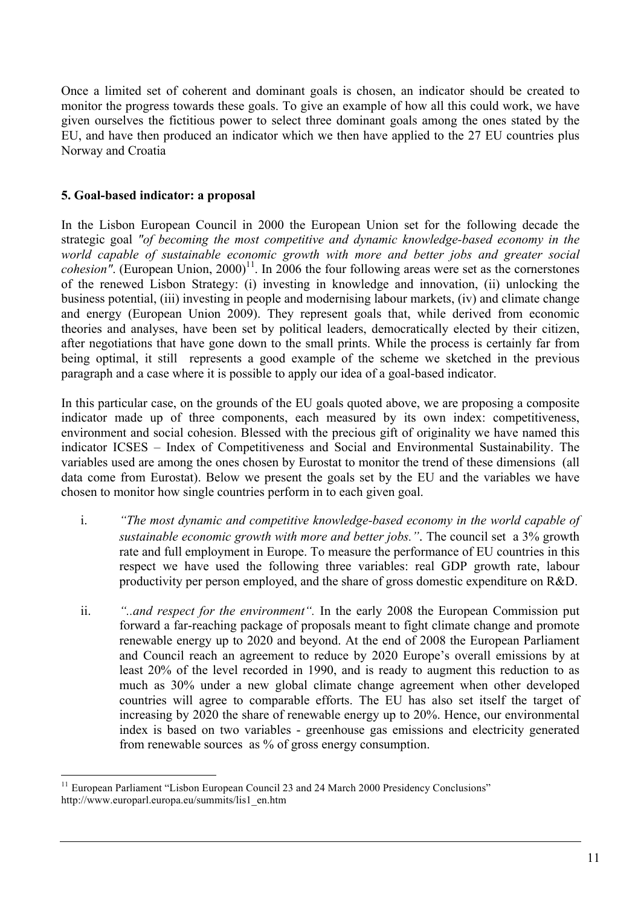Once a limited set of coherent and dominant goals is chosen, an indicator should be created to monitor the progress towards these goals. To give an example of how all this could work, we have given ourselves the fictitious power to select three dominant goals among the ones stated by the EU, and have then produced an indicator which we then have applied to the 27 EU countries plus Norway and Croatia

## 5. Goal-based indicator: a proposal

In the Lisbon European Council in 2000 the European Union set for the following decade the strategic goal *"of becoming the most competitive and dynamic knowledge-based economy in the world capable of sustainable economic growth with more and better jobs and greater social cohesion"*. (European Union, 2000)[11]. In 2006 the four following areas were set as the cornerstones of the renewed Lisbon Strategy: (i) investing in knowledge and innovation, (ii) unlocking the business potential, (iii) investing in people and modernising labour markets, (iv) and climate change and energy (European Union 2009). They represent goals that, while derived from economic theories and analyses, have been set by political leaders, democratically elected by their citizen, after negotiations that have gone down to the small prints. While the process is certainly far from being optimal, it still represents a good example of the scheme we sketched in the previous paragraph and a case where it is possible to apply our idea of a goal-based indicator.

In this particular case, on the grounds of the EU goals quoted above, we are proposing a composite indicator made up of three components, each measured by its own index: competitiveness, environment and social cohesion. Blessed with the precious gift of originality we have named this indicator ICSES – Index of Competitiveness and Social and Environmental Sustainability. The variables used are among the ones chosen by Eurostat to monitor the trend of these dimensions (all data come from Eurostat). Below we present the goals set by the EU and the variables we have chosen to monitor how single countries perform in to each given goal.

i. *"The most dynamic and competitive knowledge-based economy in the world capable of sustainable economic growth with more and better jobs."*. The council set a 3% growth rate and full employment in Europe. To measure the performance of EU countries in this respect we have used the following three variables: real GDP growth rate, labour productivity per person employed, and the share of gross domestic expenditure on R&D.

ii. *"..and respect for the environment".* In the early 2008 the European Commission put forward a far-reaching package of proposals meant to fight climate change and promote renewable energy up to 2020 and beyond. At the end of 2008 the European Parliament and Council reach an agreement to reduce by 2020 Europe's overall emissions by at least 20% of the level recorded in 1990, and is ready to augment this reduction to as much as 30% under a new global climate change agreement when other developed countries will agree to comparable efforts. The EU has also set itself the target of increasing by 2020 the share of renewable energy up to 20%. Hence, our environmental index is based on two variables - greenhouse gas emissions and electricity generated from renewable sources as % of gross energy consumption.

---

[11] European Parliament "Lisbon European Council 23 and 24 March 2000 Presidency Conclusions" http://www.europarl.europa.eu/summits/lis1_en.htm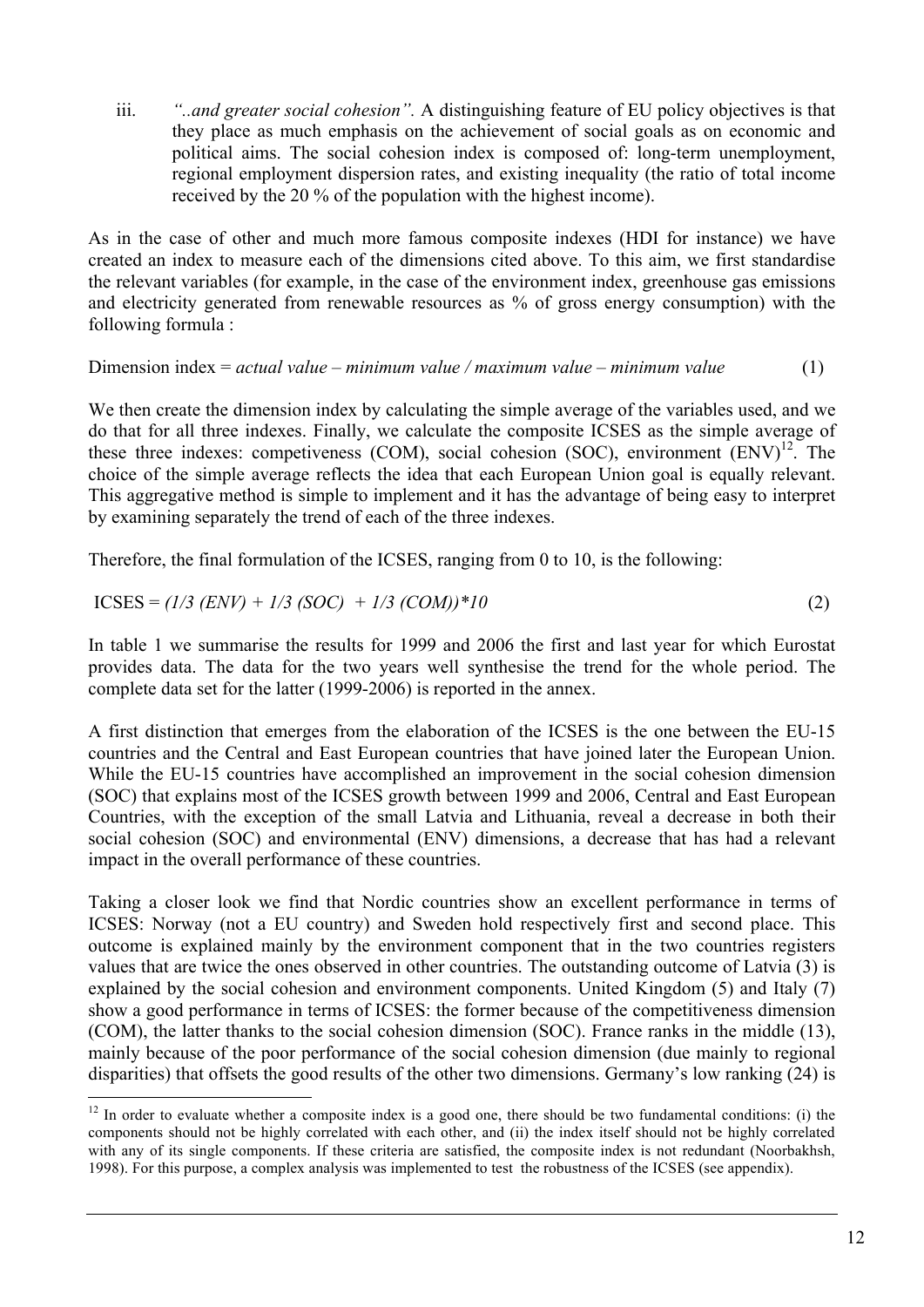iii. *"..and greater social cohesion".* A distinguishing feature of EU policy objectives is that they place as much emphasis on the achievement of social goals as on economic and political aims. The social cohesion index is composed of: long-term unemployment, regional employment dispersion rates, and existing inequality (the ratio of total income received by the 20 % of the population with the highest income).

As in the case of other and much more famous composite indexes (HDI for instance) we have created an index to measure each of the dimensions cited above. To this aim, we first standardise the relevant variables (for example, in the case of the environment index, greenhouse gas emissions and electricity generated from renewable resources as % of gross energy consumption) with the following formula :

Dimension index = *actual value – minimum value / maximum value – minimum value* (1)

We then create the dimension index by calculating the simple average of the variables used, and we do that for all three indexes. Finally, we calculate the composite ICSES as the simple average of these three indexes: competiveness (COM), social cohesion (SOC), environment (ENV)[12]. The choice of the simple average reflects the idea that each European Union goal is equally relevant. This aggregative method is simple to implement and it has the advantage of being easy to interpret by examining separately the trend of each of the three indexes.

Therefore, the final formulation of the ICSES, ranging from 0 to 10, is the following:

$$\text{ICSES} = (1/3\,(ENV) + 1/3\,(SOC) + 1/3\,(COM))*10 \qquad (2)$$

In table 1 we summarise the results for 1999 and 2006 the first and last year for which Eurostat provides data. The data for the two years well synthesise the trend for the whole period. The complete data set for the latter (1999-2006) is reported in the annex.

A first distinction that emerges from the elaboration of the ICSES is the one between the EU-15 countries and the Central and East European countries that have joined later the European Union. While the EU-15 countries have accomplished an improvement in the social cohesion dimension (SOC) that explains most of the ICSES growth between 1999 and 2006, Central and East European Countries, with the exception of the small Latvia and Lithuania, reveal a decrease in both their social cohesion (SOC) and environmental (ENV) dimensions, a decrease that has had a relevant impact in the overall performance of these countries.

Taking a closer look we find that Nordic countries show an excellent performance in terms of ICSES: Norway (not a EU country) and Sweden hold respectively first and second place. This outcome is explained mainly by the environment component that in the two countries registers values that are twice the ones observed in other countries. The outstanding outcome of Latvia (3) is explained by the social cohesion and environment components. United Kingdom (5) and Italy (7) show a good performance in terms of ICSES: the former because of the competitiveness dimension (COM), the latter thanks to the social cohesion dimension (SOC). France ranks in the middle (13), mainly because of the poor performance of the social cohesion dimension (due mainly to regional disparities) that offsets the good results of the other two dimensions. Germany's low ranking (24) is

---

[12] In order to evaluate whether a composite index is a good one, there should be two fundamental conditions: (i) the components should not be highly correlated with each other, and (ii) the index itself should not be highly correlated with any of its single components. If these criteria are satisfied, the composite index is not redundant (Noorbakhsh, 1998). For this purpose, a complex analysis was implemented to test the robustness of the ICSES (see appendix).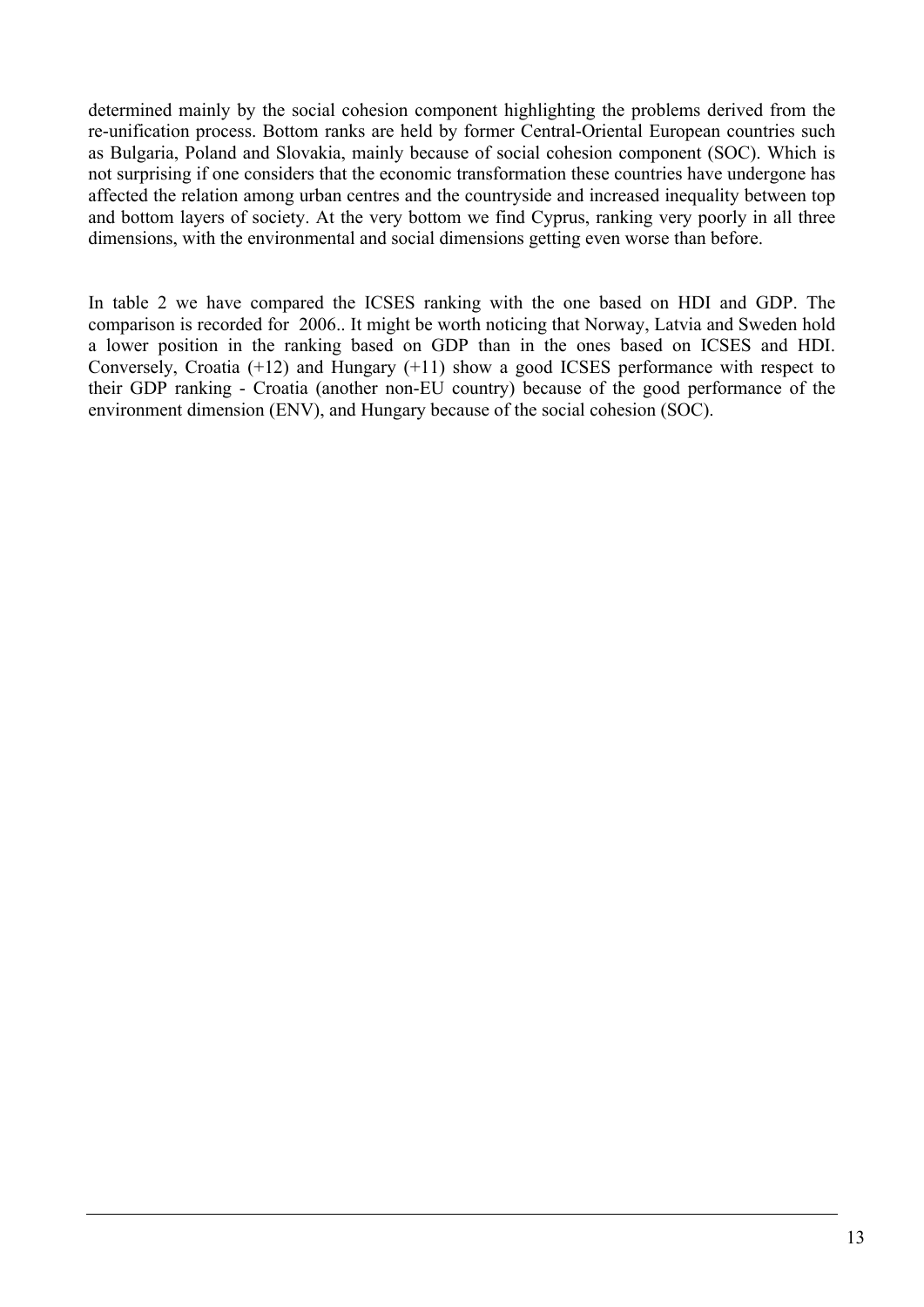determined mainly by the social cohesion component highlighting the problems derived from the re-unification process. Bottom ranks are held by former Central-Oriental European countries such as Bulgaria, Poland and Slovakia, mainly because of social cohesion component (SOC). Which is not surprising if one considers that the economic transformation these countries have undergone has affected the relation among urban centres and the countryside and increased inequality between top and bottom layers of society. At the very bottom we find Cyprus, ranking very poorly in all three dimensions, with the environmental and social dimensions getting even worse than before.

In table 2 we have compared the ICSES ranking with the one based on HDI and GDP. The comparison is recorded for 2006.. It might be worth noticing that Norway, Latvia and Sweden hold a lower position in the ranking based on GDP than in the ones based on ICSES and HDI. Conversely, Croatia (+12) and Hungary (+11) show a good ICSES performance with respect to their GDP ranking - Croatia (another non-EU country) because of the good performance of the environment dimension (ENV), and Hungary because of the social cohesion (SOC).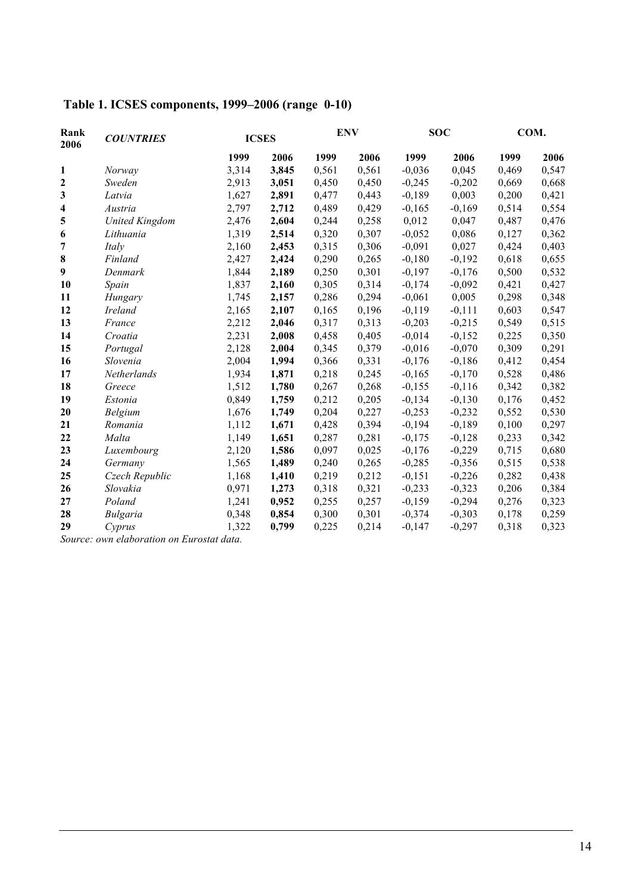**Table 1. ICSES components, 1999–2006 (range 0-10)**

| Rank 2006 | *COUNTRIES* | ICSES | | ENV | | SOC | | COM. | |
|---|---|---|---|---|---|---|---|---|---|
| | | 1999 | 2006 | 1999 | 2006 | 1999 | 2006 | 1999 | 2006 |
| **1** | *Norway* | 3,314 | **3,845** | 0,561 | 0,561 | -0,036 | 0,045 | 0,469 | 0,547 |
| **2** | *Sweden* | 2,913 | **3,051** | 0,450 | 0,450 | -0,245 | -0,202 | 0,669 | 0,668 |
| **3** | *Latvia* | 1,627 | **2,891** | 0,477 | 0,443 | -0,189 | 0,003 | 0,200 | 0,421 |
| **4** | *Austria* | 2,797 | **2,712** | 0,489 | 0,429 | -0,165 | -0,169 | 0,514 | 0,554 |
| **5** | *United Kingdom* | 2,476 | **2,604** | 0,244 | 0,258 | 0,012 | 0,047 | 0,487 | 0,476 |
| **6** | *Lithuania* | 1,319 | **2,514** | 0,320 | 0,307 | -0,052 | 0,086 | 0,127 | 0,362 |
| **7** | *Italy* | 2,160 | **2,453** | 0,315 | 0,306 | -0,091 | 0,027 | 0,424 | 0,403 |
| **8** | *Finland* | 2,427 | **2,424** | 0,290 | 0,265 | -0,180 | -0,192 | 0,618 | 0,655 |
| **9** | *Denmark* | 1,844 | **2,189** | 0,250 | 0,301 | -0,197 | -0,176 | 0,500 | 0,532 |
| **10** | *Spain* | 1,837 | **2,160** | 0,305 | 0,314 | -0,174 | -0,092 | 0,421 | 0,427 |
| **11** | *Hungary* | 1,745 | **2,157** | 0,286 | 0,294 | -0,061 | 0,005 | 0,298 | 0,348 |
| **12** | *Ireland* | 2,165 | **2,107** | 0,165 | 0,196 | -0,119 | -0,111 | 0,603 | 0,547 |
| **13** | *France* | 2,212 | **2,046** | 0,317 | 0,313 | -0,203 | -0,215 | 0,549 | 0,515 |
| **14** | *Croatia* | 2,231 | **2,008** | 0,458 | 0,405 | -0,014 | -0,152 | 0,225 | 0,350 |
| **15** | *Portugal* | 2,128 | **2,004** | 0,345 | 0,379 | -0,016 | -0,070 | 0,309 | 0,291 |
| **16** | *Slovenia* | 2,004 | **1,994** | 0,366 | 0,331 | -0,176 | -0,186 | 0,412 | 0,454 |
| **17** | *Netherlands* | 1,934 | **1,871** | 0,218 | 0,245 | -0,165 | -0,170 | 0,528 | 0,486 |
| **18** | *Greece* | 1,512 | **1,780** | 0,267 | 0,268 | -0,155 | -0,116 | 0,342 | 0,382 |
| **19** | *Estonia* | 0,849 | **1,759** | 0,212 | 0,205 | -0,134 | -0,130 | 0,176 | 0,452 |
| **20** | *Belgium* | 1,676 | **1,749** | 0,204 | 0,227 | -0,253 | -0,232 | 0,552 | 0,530 |
| **21** | *Romania* | 1,112 | **1,671** | 0,428 | 0,394 | -0,194 | -0,189 | 0,100 | 0,297 |
| **22** | *Malta* | 1,149 | **1,651** | 0,287 | 0,281 | -0,175 | -0,128 | 0,233 | 0,342 |
| **23** | *Luxembourg* | 2,120 | **1,586** | 0,097 | 0,025 | -0,176 | -0,229 | 0,715 | 0,680 |
| **24** | *Germany* | 1,565 | **1,489** | 0,240 | 0,265 | -0,285 | -0,356 | 0,515 | 0,538 |
| **25** | *Czech Republic* | 1,168 | **1,410** | 0,219 | 0,212 | -0,151 | -0,226 | 0,282 | 0,438 |
| **26** | *Slovakia* | 0,971 | **1,273** | 0,318 | 0,321 | -0,233 | -0,323 | 0,206 | 0,384 |
| **27** | *Poland* | 1,241 | **0,952** | 0,255 | 0,257 | -0,159 | -0,294 | 0,276 | 0,323 |
| **28** | *Bulgaria* | 0,348 | **0,854** | 0,300 | 0,301 | -0,374 | -0,303 | 0,178 | 0,259 |
| **29** | *Cyprus* | 1,322 | **0,799** | 0,225 | 0,214 | -0,147 | -0,297 | 0,318 | 0,323 |

*Source: own elaboration on Eurostat data.*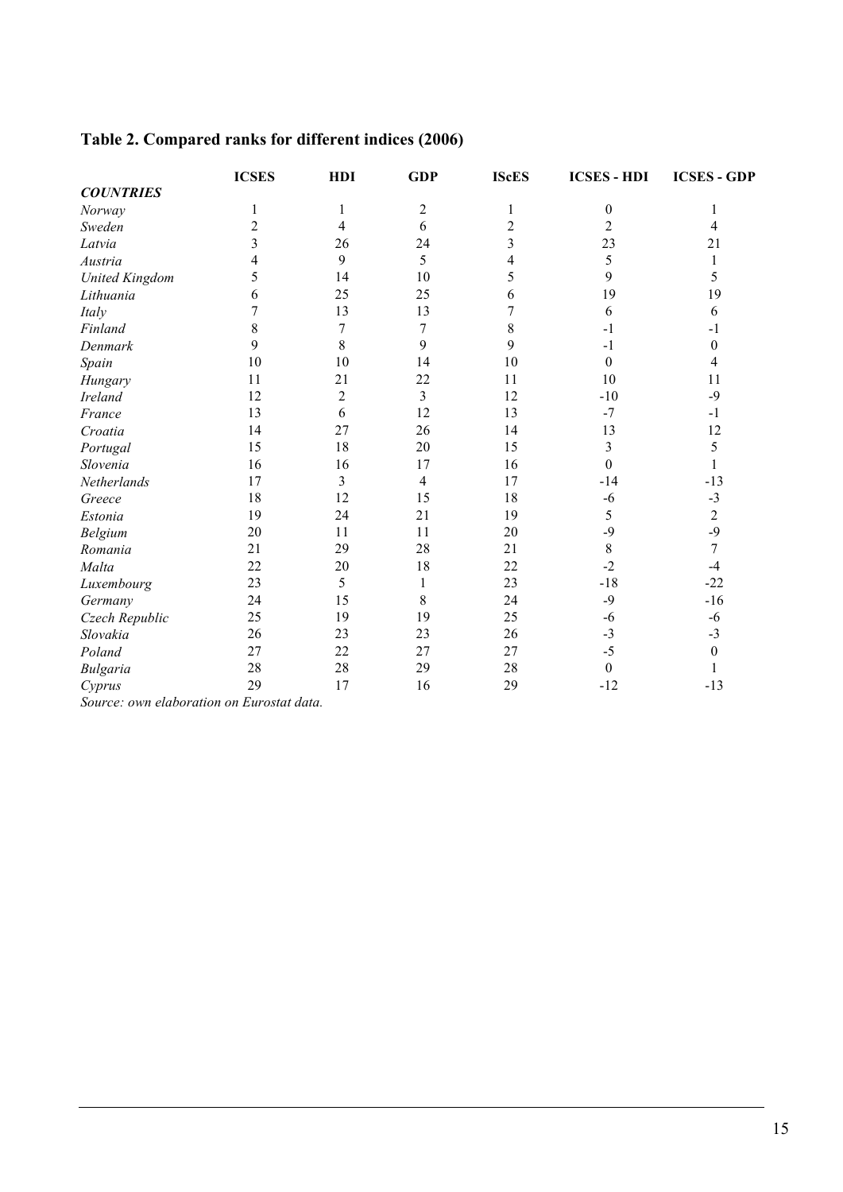**Table 2. Compared ranks for different indices (2006)**

| | ICSES | HDI | GDP | IScES | ICSES - HDI | ICSES - GDP |
|---|---|---|---|---|---|---|
| ***COUNTRIES*** | | | | | | |
| *Norway* | 1 | 1 | 2 | 1 | 0 | 1 |
| *Sweden* | 2 | 4 | 6 | 2 | 2 | 4 |
| *Latvia* | 3 | 26 | 24 | 3 | 23 | 21 |
| *Austria* | 4 | 9 | 5 | 4 | 5 | 1 |
| *United Kingdom* | 5 | 14 | 10 | 5 | 9 | 5 |
| *Lithuania* | 6 | 25 | 25 | 6 | 19 | 19 |
| *Italy* | 7 | 13 | 13 | 7 | 6 | 6 |
| *Finland* | 8 | 7 | 7 | 8 | -1 | -1 |
| *Denmark* | 9 | 8 | 9 | 9 | -1 | 0 |
| *Spain* | 10 | 10 | 14 | 10 | 0 | 4 |
| *Hungary* | 11 | 21 | 22 | 11 | 10 | 11 |
| *Ireland* | 12 | 2 | 3 | 12 | -10 | -9 |
| *France* | 13 | 6 | 12 | 13 | -7 | -1 |
| *Croatia* | 14 | 27 | 26 | 14 | 13 | 12 |
| *Portugal* | 15 | 18 | 20 | 15 | 3 | 5 |
| *Slovenia* | 16 | 16 | 17 | 16 | 0 | 1 |
| *Netherlands* | 17 | 3 | 4 | 17 | -14 | -13 |
| *Greece* | 18 | 12 | 15 | 18 | -6 | -3 |
| *Estonia* | 19 | 24 | 21 | 19 | 5 | 2 |
| *Belgium* | 20 | 11 | 11 | 20 | -9 | -9 |
| *Romania* | 21 | 29 | 28 | 21 | 8 | 7 |
| *Malta* | 22 | 20 | 18 | 22 | -2 | -4 |
| *Luxembourg* | 23 | 5 | 1 | 23 | -18 | -22 |
| *Germany* | 24 | 15 | 8 | 24 | -9 | -16 |
| *Czech Republic* | 25 | 19 | 19 | 25 | -6 | -6 |
| *Slovakia* | 26 | 23 | 23 | 26 | -3 | -3 |
| *Poland* | 27 | 22 | 27 | 27 | -5 | 0 |
| *Bulgaria* | 28 | 28 | 29 | 28 | 0 | 1 |
| *Cyprus* | 29 | 17 | 16 | 29 | -12 | -13 |

*Source: own elaboration on Eurostat data.*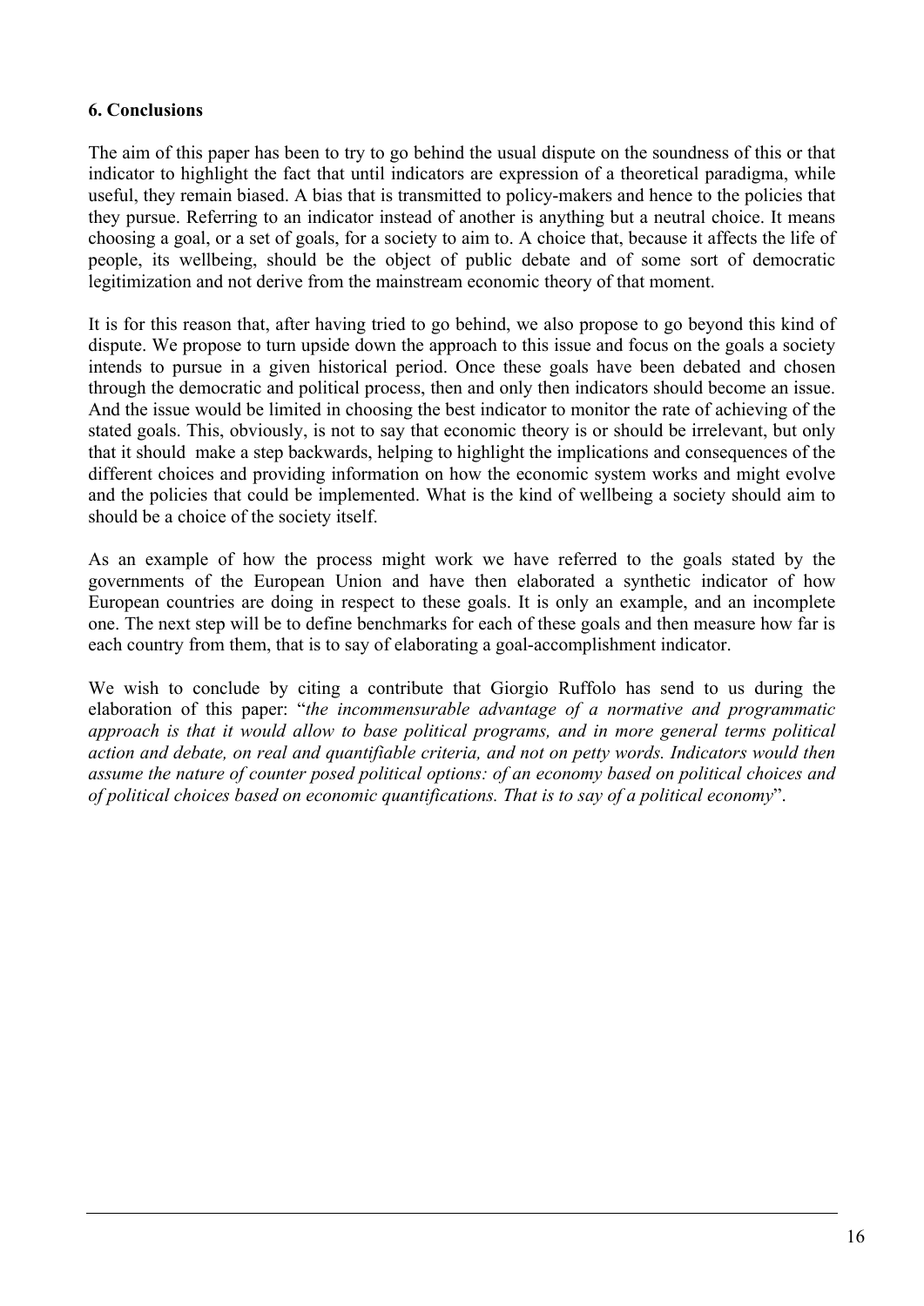## 6. Conclusions

The aim of this paper has been to try to go behind the usual dispute on the soundness of this or that indicator to highlight the fact that until indicators are expression of a theoretical paradigma, while useful, they remain biased. A bias that is transmitted to policy-makers and hence to the policies that they pursue. Referring to an indicator instead of another is anything but a neutral choice. It means choosing a goal, or a set of goals, for a society to aim to. A choice that, because it affects the life of people, its wellbeing, should be the object of public debate and of some sort of democratic legitimization and not derive from the mainstream economic theory of that moment.

It is for this reason that, after having tried to go behind, we also propose to go beyond this kind of dispute. We propose to turn upside down the approach to this issue and focus on the goals a society intends to pursue in a given historical period. Once these goals have been debated and chosen through the democratic and political process, then and only then indicators should become an issue. And the issue would be limited in choosing the best indicator to monitor the rate of achieving of the stated goals. This, obviously, is not to say that economic theory is or should be irrelevant, but only that it should make a step backwards, helping to highlight the implications and consequences of the different choices and providing information on how the economic system works and might evolve and the policies that could be implemented. What is the kind of wellbeing a society should aim to should be a choice of the society itself.

As an example of how the process might work we have referred to the goals stated by the governments of the European Union and have then elaborated a synthetic indicator of how European countries are doing in respect to these goals. It is only an example, and an incomplete one. The next step will be to define benchmarks for each of these goals and then measure how far is each country from them, that is to say of elaborating a goal-accomplishment indicator.

We wish to conclude by citing a contribute that Giorgio Ruffolo has send to us during the elaboration of this paper: "*the incommensurable advantage of a normative and programmatic approach is that it would allow to base political programs, and in more general terms political action and debate, on real and quantifiable criteria, and not on petty words. Indicators would then assume the nature of counter posed political options: of an economy based on political choices and of political choices based on economic quantifications. That is to say of a political economy*".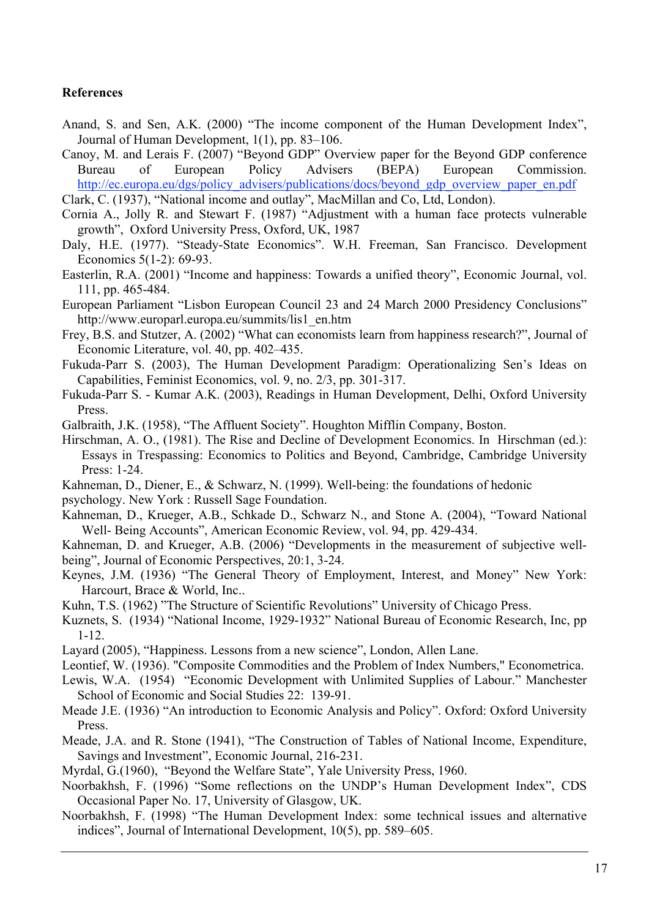**References**

Anand, S. and Sen, A.K. (2000) "The income component of the Human Development Index", Journal of Human Development, 1(1), pp. 83–106.

Canoy, M. and Lerais F. (2007) "Beyond GDP" Overview paper for the Beyond GDP conference Bureau of European Policy Advisers (BEPA) European Commission. http://ec.europa.eu/dgs/policy_advisers/publications/docs/beyond_gdp_overview_paper_en.pdf

Clark, C. (1937), "National income and outlay", MacMillan and Co, Ltd, London).

Cornia A., Jolly R. and Stewart F. (1987) "Adjustment with a human face protects vulnerable growth", Oxford University Press, Oxford, UK, 1987

Daly, H.E. (1977). "Steady-State Economics". W.H. Freeman, San Francisco. Development Economics 5(1-2): 69-93.

Easterlin, R.A. (2001) "Income and happiness: Towards a unified theory", Economic Journal, vol. 111, pp. 465-484.

European Parliament "Lisbon European Council 23 and 24 March 2000 Presidency Conclusions" http://www.europarl.europa.eu/summits/lis1_en.htm

Frey, B.S. and Stutzer, A. (2002) "What can economists learn from happiness research?", Journal of Economic Literature, vol. 40, pp. 402–435.

Fukuda-Parr S. (2003), The Human Development Paradigm: Operationalizing Sen's Ideas on Capabilities, Feminist Economics, vol. 9, no. 2/3, pp. 301-317.

Fukuda-Parr S. - Kumar A.K. (2003), Readings in Human Development, Delhi, Oxford University Press.

Galbraith, J.K. (1958), "The Affluent Society". Houghton Mifflin Company, Boston.

Hirschman, A. O., (1981). The Rise and Decline of Development Economics. In Hirschman (ed.): Essays in Trespassing: Economics to Politics and Beyond, Cambridge, Cambridge University Press: 1-24.

Kahneman, D., Diener, E., & Schwarz, N. (1999). Well-being: the foundations of hedonic psychology. New York : Russell Sage Foundation.

Kahneman, D., Krueger, A.B., Schkade D., Schwarz N., and Stone A. (2004), "Toward National Well- Being Accounts", American Economic Review, vol. 94, pp. 429-434.

Kahneman, D. and Krueger, A.B. (2006) "Developments in the measurement of subjective well-being", Journal of Economic Perspectives, 20:1, 3-24.

Keynes, J.M. (1936) "The General Theory of Employment, Interest, and Money" New York: Harcourt, Brace & World, Inc..

Kuhn, T.S. (1962) "The Structure of Scientific Revolutions" University of Chicago Press.

Kuznets, S. (1934) "National Income, 1929-1932" National Bureau of Economic Research, Inc, pp 1-12.

Layard (2005), "Happiness. Lessons from a new science", London, Allen Lane.

Leontief, W. (1936). "Composite Commodities and the Problem of Index Numbers," Econometrica.

Lewis, W.A. (1954) "Economic Development with Unlimited Supplies of Labour." Manchester School of Economic and Social Studies 22: 139-91.

Meade J.E. (1936) "An introduction to Economic Analysis and Policy". Oxford: Oxford University Press.

Meade, J.A. and R. Stone (1941), "The Construction of Tables of National Income, Expenditure, Savings and Investment", Economic Journal, 216-231.

Myrdal, G.(1960), "Beyond the Welfare State", Yale University Press, 1960.

Noorbakhsh, F. (1996) "Some reflections on the UNDP's Human Development Index", CDS Occasional Paper No. 17, University of Glasgow, UK.

Noorbakhsh, F. (1998) "The Human Development Index: some technical issues and alternative indices", Journal of International Development, 10(5), pp. 589–605.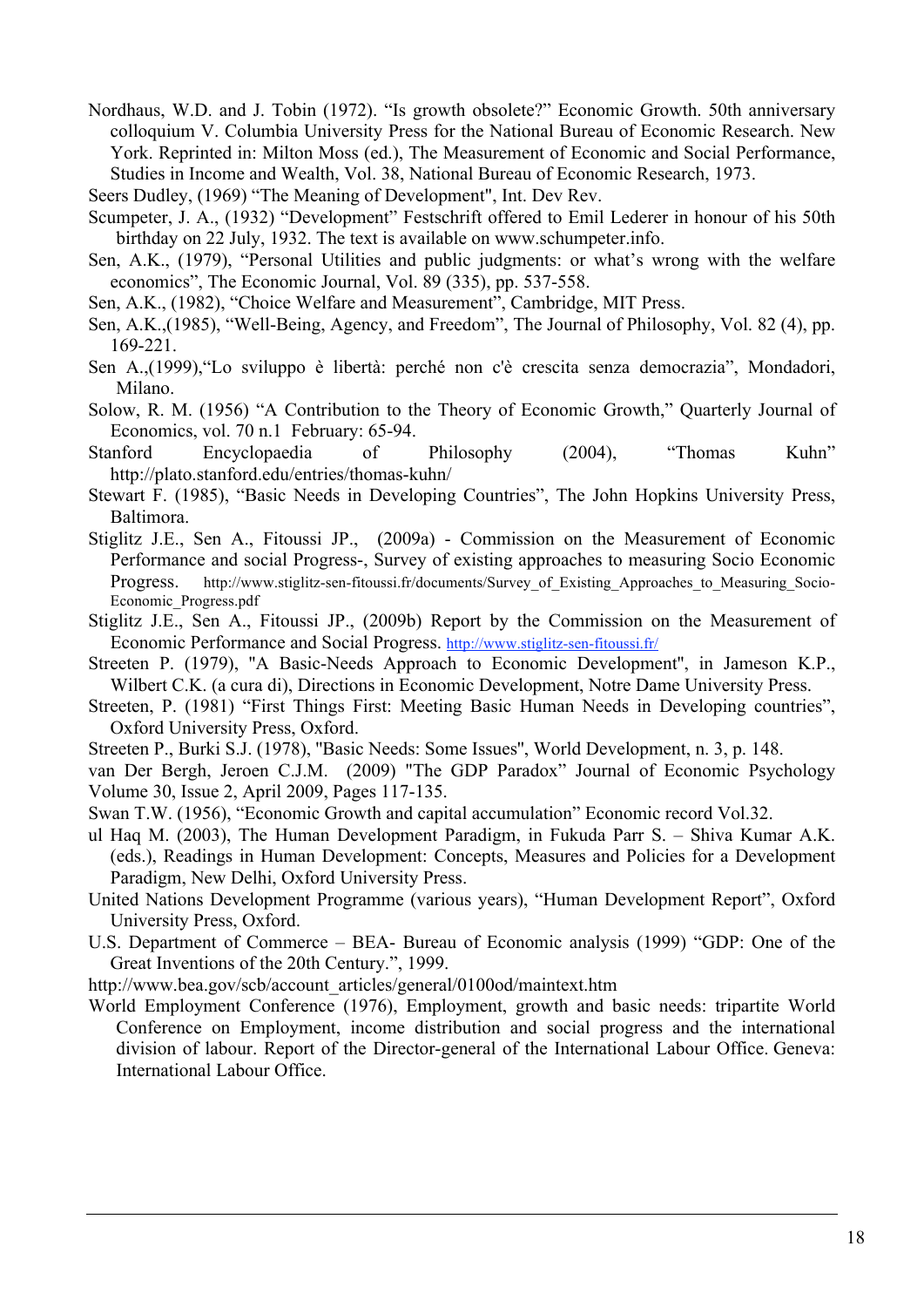Nordhaus, W.D. and J. Tobin (1972). "Is growth obsolete?" Economic Growth. 50th anniversary colloquium V. Columbia University Press for the National Bureau of Economic Research. New York. Reprinted in: Milton Moss (ed.), The Measurement of Economic and Social Performance, Studies in Income and Wealth, Vol. 38, National Bureau of Economic Research, 1973.

Seers Dudley, (1969) "The Meaning of Development", Int. Dev Rev.

Scumpeter, J. A., (1932) "Development" Festschrift offered to Emil Lederer in honour of his 50th birthday on 22 July, 1932. The text is available on www.schumpeter.info.

Sen, A.K., (1979), "Personal Utilities and public judgments: or what's wrong with the welfare economics", The Economic Journal, Vol. 89 (335), pp. 537-558.

Sen, A.K., (1982), "Choice Welfare and Measurement", Cambridge, MIT Press.

Sen, A.K.,(1985), "Well-Being, Agency, and Freedom", The Journal of Philosophy, Vol. 82 (4), pp. 169-221.

Sen A.,(1999),"Lo sviluppo è libertà: perché non c'è crescita senza democrazia", Mondadori, Milano.

Solow, R. M. (1956) "A Contribution to the Theory of Economic Growth," Quarterly Journal of Economics, vol. 70 n.1 February: 65-94.

Stanford Encyclopaedia of Philosophy (2004), "Thomas Kuhn" http://plato.stanford.edu/entries/thomas-kuhn/

Stewart F. (1985), "Basic Needs in Developing Countries", The John Hopkins University Press, Baltimora.

Stiglitz J.E., Sen A., Fitoussi JP., (2009a) - Commission on the Measurement of Economic Performance and social Progress-, Survey of existing approaches to measuring Socio Economic Progress. http://www.stiglitz-sen-fitoussi.fr/documents/Survey_of_Existing_Approaches_to_Measuring_Socio-Economic_Progress.pdf

Stiglitz J.E., Sen A., Fitoussi JP., (2009b) Report by the Commission on the Measurement of Economic Performance and Social Progress. http://www.stiglitz-sen-fitoussi.fr/

Streeten P. (1979), "A Basic-Needs Approach to Economic Development", in Jameson K.P., Wilbert C.K. (a cura di), Directions in Economic Development, Notre Dame University Press.

Streeten, P. (1981) "First Things First: Meeting Basic Human Needs in Developing countries", Oxford University Press, Oxford.

Streeten P., Burki S.J. (1978), "Basic Needs: Some Issues", World Development, n. 3, p. 148.

van Der Bergh, Jeroen C.J.M. (2009) "The GDP Paradox" Journal of Economic Psychology Volume 30, Issue 2, April 2009, Pages 117-135.

Swan T.W. (1956), "Economic Growth and capital accumulation" Economic record Vol.32.

ul Haq M. (2003), The Human Development Paradigm, in Fukuda Parr S. – Shiva Kumar A.K. (eds.), Readings in Human Development: Concepts, Measures and Policies for a Development Paradigm, New Delhi, Oxford University Press.

United Nations Development Programme (various years), "Human Development Report", Oxford University Press, Oxford.

U.S. Department of Commerce – BEA- Bureau of Economic analysis (1999) "GDP: One of the Great Inventions of the 20th Century.", 1999.
http://www.bea.gov/scb/account_articles/general/0100od/maintext.htm

World Employment Conference (1976), Employment, growth and basic needs: tripartite World Conference on Employment, income distribution and social progress and the international division of labour. Report of the Director-general of the International Labour Office. Geneva: International Labour Office.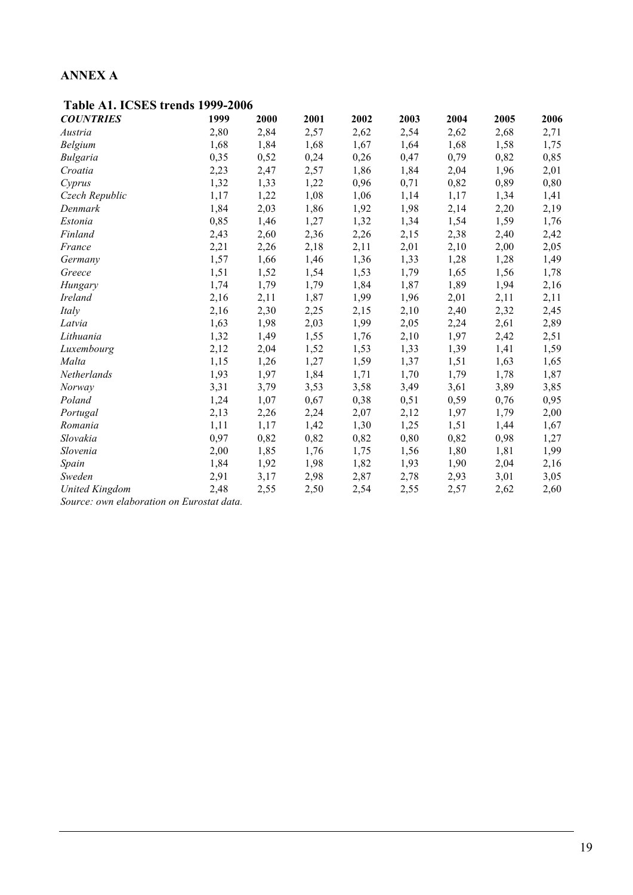## ANNEX A

### Table A1. ICSES trends 1999-2006

| *COUNTRIES* | 1999 | 2000 | 2001 | 2002 | 2003 | 2004 | 2005 | 2006 |
|---|---|---|---|---|---|---|---|---|
| *Austria* | 2,80 | 2,84 | 2,57 | 2,62 | 2,54 | 2,62 | 2,68 | 2,71 |
| *Belgium* | 1,68 | 1,84 | 1,68 | 1,67 | 1,64 | 1,68 | 1,58 | 1,75 |
| *Bulgaria* | 0,35 | 0,52 | 0,24 | 0,26 | 0,47 | 0,79 | 0,82 | 0,85 |
| *Croatia* | 2,23 | 2,47 | 2,57 | 1,86 | 1,84 | 2,04 | 1,96 | 2,01 |
| *Cyprus* | 1,32 | 1,33 | 1,22 | 0,96 | 0,71 | 0,82 | 0,89 | 0,80 |
| *Czech Republic* | 1,17 | 1,22 | 1,08 | 1,06 | 1,14 | 1,17 | 1,34 | 1,41 |
| *Denmark* | 1,84 | 2,03 | 1,86 | 1,92 | 1,98 | 2,14 | 2,20 | 2,19 |
| *Estonia* | 0,85 | 1,46 | 1,27 | 1,32 | 1,34 | 1,54 | 1,59 | 1,76 |
| *Finland* | 2,43 | 2,60 | 2,36 | 2,26 | 2,15 | 2,38 | 2,40 | 2,42 |
| *France* | 2,21 | 2,26 | 2,18 | 2,11 | 2,01 | 2,10 | 2,00 | 2,05 |
| *Germany* | 1,57 | 1,66 | 1,46 | 1,36 | 1,33 | 1,28 | 1,28 | 1,49 |
| *Greece* | 1,51 | 1,52 | 1,54 | 1,53 | 1,79 | 1,65 | 1,56 | 1,78 |
| *Hungary* | 1,74 | 1,79 | 1,79 | 1,84 | 1,87 | 1,89 | 1,94 | 2,16 |
| *Ireland* | 2,16 | 2,11 | 1,87 | 1,99 | 1,96 | 2,01 | 2,11 | 2,11 |
| *Italy* | 2,16 | 2,30 | 2,25 | 2,15 | 2,10 | 2,40 | 2,32 | 2,45 |
| *Latvia* | 1,63 | 1,98 | 2,03 | 1,99 | 2,05 | 2,24 | 2,61 | 2,89 |
| *Lithuania* | 1,32 | 1,49 | 1,55 | 1,76 | 2,10 | 1,97 | 2,42 | 2,51 |
| *Luxembourg* | 2,12 | 2,04 | 1,52 | 1,53 | 1,33 | 1,39 | 1,41 | 1,59 |
| *Malta* | 1,15 | 1,26 | 1,27 | 1,59 | 1,37 | 1,51 | 1,63 | 1,65 |
| *Netherlands* | 1,93 | 1,97 | 1,84 | 1,71 | 1,70 | 1,79 | 1,78 | 1,87 |
| *Norway* | 3,31 | 3,79 | 3,53 | 3,58 | 3,49 | 3,61 | 3,89 | 3,85 |
| *Poland* | 1,24 | 1,07 | 0,67 | 0,38 | 0,51 | 0,59 | 0,76 | 0,95 |
| *Portugal* | 2,13 | 2,26 | 2,24 | 2,07 | 2,12 | 1,97 | 1,79 | 2,00 |
| *Romania* | 1,11 | 1,17 | 1,42 | 1,30 | 1,25 | 1,51 | 1,44 | 1,67 |
| *Slovakia* | 0,97 | 0,82 | 0,82 | 0,82 | 0,80 | 0,82 | 0,98 | 1,27 |
| *Slovenia* | 2,00 | 1,85 | 1,76 | 1,75 | 1,56 | 1,80 | 1,81 | 1,99 |
| *Spain* | 1,84 | 1,92 | 1,98 | 1,82 | 1,93 | 1,90 | 2,04 | 2,16 |
| *Sweden* | 2,91 | 3,17 | 2,98 | 2,87 | 2,78 | 2,93 | 3,01 | 3,05 |
| *United Kingdom* | 2,48 | 2,55 | 2,50 | 2,54 | 2,55 | 2,57 | 2,62 | 2,60 |

*Source: own elaboration on Eurostat data.*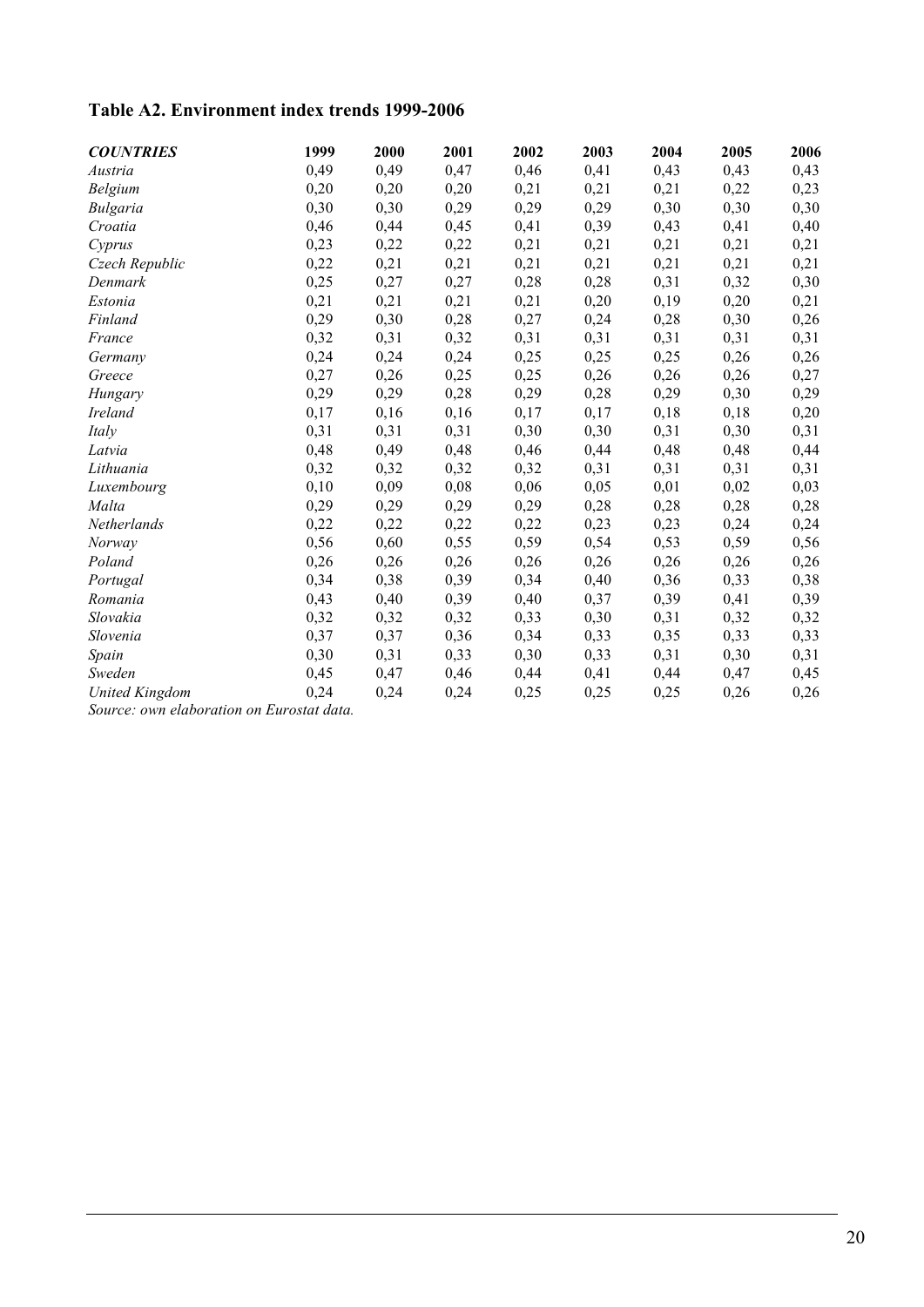**Table A2. Environment index trends 1999-2006**

| *COUNTRIES* | 1999 | 2000 | 2001 | 2002 | 2003 | 2004 | 2005 | 2006 |
|---|---|---|---|---|---|---|---|---|
| *Austria* | 0,49 | 0,49 | 0,47 | 0,46 | 0,41 | 0,43 | 0,43 | 0,43 |
| *Belgium* | 0,20 | 0,20 | 0,20 | 0,21 | 0,21 | 0,21 | 0,22 | 0,23 |
| *Bulgaria* | 0,30 | 0,30 | 0,29 | 0,29 | 0,29 | 0,30 | 0,30 | 0,30 |
| *Croatia* | 0,46 | 0,44 | 0,45 | 0,41 | 0,39 | 0,43 | 0,41 | 0,40 |
| *Cyprus* | 0,23 | 0,22 | 0,22 | 0,21 | 0,21 | 0,21 | 0,21 | 0,21 |
| *Czech Republic* | 0,22 | 0,21 | 0,21 | 0,21 | 0,21 | 0,21 | 0,21 | 0,21 |
| *Denmark* | 0,25 | 0,27 | 0,27 | 0,28 | 0,28 | 0,31 | 0,32 | 0,30 |
| *Estonia* | 0,21 | 0,21 | 0,21 | 0,21 | 0,20 | 0,19 | 0,20 | 0,21 |
| *Finland* | 0,29 | 0,30 | 0,28 | 0,27 | 0,24 | 0,28 | 0,30 | 0,26 |
| *France* | 0,32 | 0,31 | 0,32 | 0,31 | 0,31 | 0,31 | 0,31 | 0,31 |
| *Germany* | 0,24 | 0,24 | 0,24 | 0,25 | 0,25 | 0,25 | 0,26 | 0,26 |
| *Greece* | 0,27 | 0,26 | 0,25 | 0,25 | 0,26 | 0,26 | 0,26 | 0,27 |
| *Hungary* | 0,29 | 0,29 | 0,28 | 0,29 | 0,28 | 0,29 | 0,30 | 0,29 |
| *Ireland* | 0,17 | 0,16 | 0,16 | 0,17 | 0,17 | 0,18 | 0,18 | 0,20 |
| *Italy* | 0,31 | 0,31 | 0,31 | 0,30 | 0,30 | 0,31 | 0,30 | 0,31 |
| *Latvia* | 0,48 | 0,49 | 0,48 | 0,46 | 0,44 | 0,48 | 0,48 | 0,44 |
| *Lithuania* | 0,32 | 0,32 | 0,32 | 0,32 | 0,31 | 0,31 | 0,31 | 0,31 |
| *Luxembourg* | 0,10 | 0,09 | 0,08 | 0,06 | 0,05 | 0,01 | 0,02 | 0,03 |
| *Malta* | 0,29 | 0,29 | 0,29 | 0,29 | 0,28 | 0,28 | 0,28 | 0,28 |
| *Netherlands* | 0,22 | 0,22 | 0,22 | 0,22 | 0,23 | 0,23 | 0,24 | 0,24 |
| *Norway* | 0,56 | 0,60 | 0,55 | 0,59 | 0,54 | 0,53 | 0,59 | 0,56 |
| *Poland* | 0,26 | 0,26 | 0,26 | 0,26 | 0,26 | 0,26 | 0,26 | 0,26 |
| *Portugal* | 0,34 | 0,38 | 0,39 | 0,34 | 0,40 | 0,36 | 0,33 | 0,38 |
| *Romania* | 0,43 | 0,40 | 0,39 | 0,40 | 0,37 | 0,39 | 0,41 | 0,39 |
| *Slovakia* | 0,32 | 0,32 | 0,32 | 0,33 | 0,30 | 0,31 | 0,32 | 0,32 |
| *Slovenia* | 0,37 | 0,37 | 0,36 | 0,34 | 0,33 | 0,35 | 0,33 | 0,33 |
| *Spain* | 0,30 | 0,31 | 0,33 | 0,30 | 0,33 | 0,31 | 0,30 | 0,31 |
| *Sweden* | 0,45 | 0,47 | 0,46 | 0,44 | 0,41 | 0,44 | 0,47 | 0,45 |
| *United Kingdom* | 0,24 | 0,24 | 0,24 | 0,25 | 0,25 | 0,25 | 0,26 | 0,26 |

*Source: own elaboration on Eurostat data.*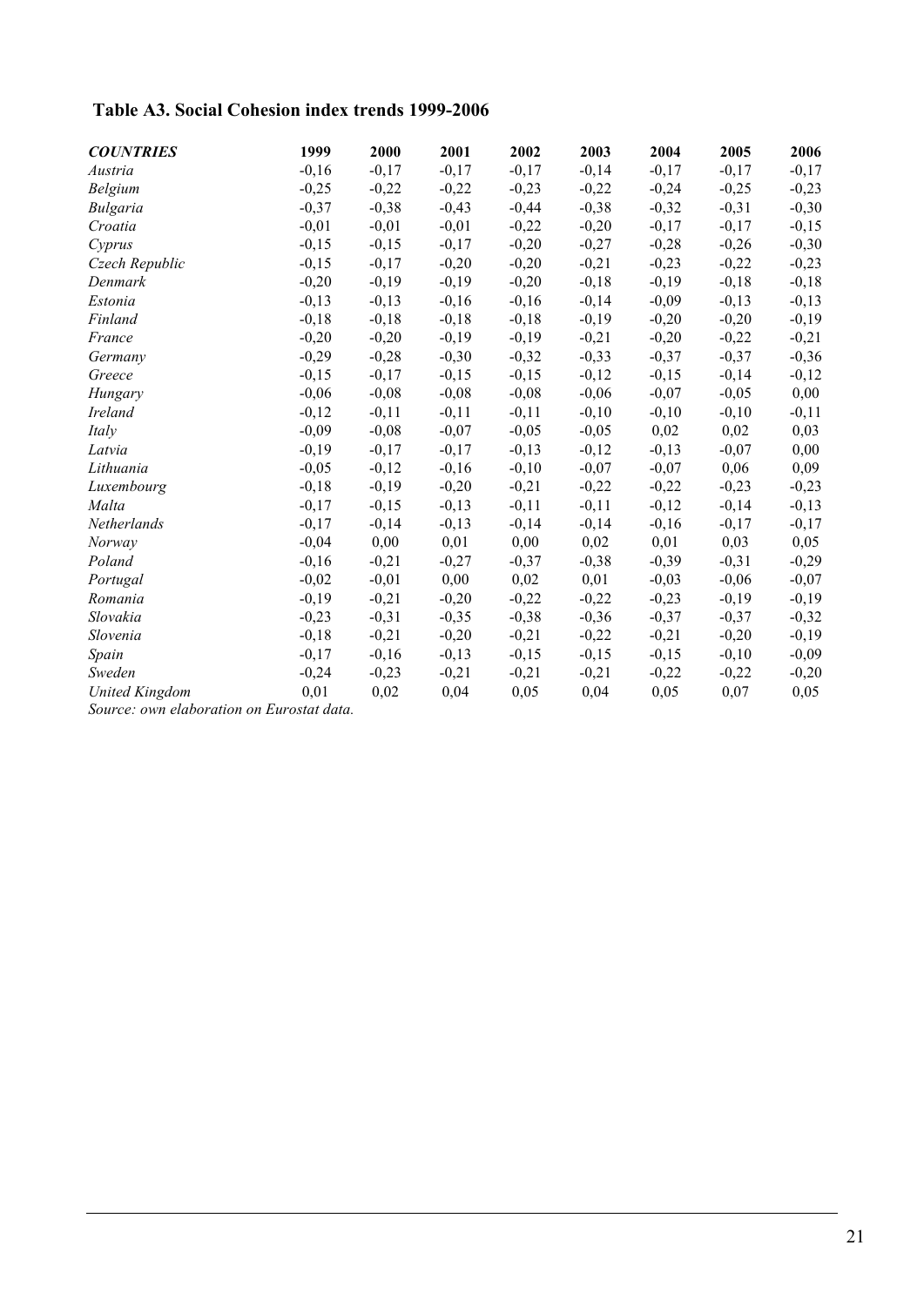**Table A3. Social Cohesion index trends 1999-2006**

| *COUNTRIES* | 1999 | 2000 | 2001 | 2002 | 2003 | 2004 | 2005 | 2006 |
|---|---|---|---|---|---|---|---|---|
| *Austria* | -0,16 | -0,17 | -0,17 | -0,17 | -0,14 | -0,17 | -0,17 | -0,17 |
| *Belgium* | -0,25 | -0,22 | -0,22 | -0,23 | -0,22 | -0,24 | -0,25 | -0,23 |
| *Bulgaria* | -0,37 | -0,38 | -0,43 | -0,44 | -0,38 | -0,32 | -0,31 | -0,30 |
| *Croatia* | -0,01 | -0,01 | -0,01 | -0,22 | -0,20 | -0,17 | -0,17 | -0,15 |
| *Cyprus* | -0,15 | -0,15 | -0,17 | -0,20 | -0,27 | -0,28 | -0,26 | -0,30 |
| *Czech Republic* | -0,15 | -0,17 | -0,20 | -0,20 | -0,21 | -0,23 | -0,22 | -0,23 |
| *Denmark* | -0,20 | -0,19 | -0,19 | -0,20 | -0,18 | -0,19 | -0,18 | -0,18 |
| *Estonia* | -0,13 | -0,13 | -0,16 | -0,16 | -0,14 | -0,09 | -0,13 | -0,13 |
| *Finland* | -0,18 | -0,18 | -0,18 | -0,18 | -0,19 | -0,20 | -0,20 | -0,19 |
| *France* | -0,20 | -0,20 | -0,19 | -0,19 | -0,21 | -0,20 | -0,22 | -0,21 |
| *Germany* | -0,29 | -0,28 | -0,30 | -0,32 | -0,33 | -0,37 | -0,37 | -0,36 |
| *Greece* | -0,15 | -0,17 | -0,15 | -0,15 | -0,12 | -0,15 | -0,14 | -0,12 |
| *Hungary* | -0,06 | -0,08 | -0,08 | -0,08 | -0,06 | -0,07 | -0,05 | 0,00 |
| *Ireland* | -0,12 | -0,11 | -0,11 | -0,11 | -0,10 | -0,10 | -0,10 | -0,11 |
| *Italy* | -0,09 | -0,08 | -0,07 | -0,05 | -0,05 | 0,02 | 0,02 | 0,03 |
| *Latvia* | -0,19 | -0,17 | -0,17 | -0,13 | -0,12 | -0,13 | -0,07 | 0,00 |
| *Lithuania* | -0,05 | -0,12 | -0,16 | -0,10 | -0,07 | -0,07 | 0,06 | 0,09 |
| *Luxembourg* | -0,18 | -0,19 | -0,20 | -0,21 | -0,22 | -0,22 | -0,23 | -0,23 |
| *Malta* | -0,17 | -0,15 | -0,13 | -0,11 | -0,11 | -0,12 | -0,14 | -0,13 |
| *Netherlands* | -0,17 | -0,14 | -0,13 | -0,14 | -0,14 | -0,16 | -0,17 | -0,17 |
| *Norway* | -0,04 | 0,00 | 0,01 | 0,00 | 0,02 | 0,01 | 0,03 | 0,05 |
| *Poland* | -0,16 | -0,21 | -0,27 | -0,37 | -0,38 | -0,39 | -0,31 | -0,29 |
| *Portugal* | -0,02 | -0,01 | 0,00 | 0,02 | 0,01 | -0,03 | -0,06 | -0,07 |
| *Romania* | -0,19 | -0,21 | -0,20 | -0,22 | -0,22 | -0,23 | -0,19 | -0,19 |
| *Slovakia* | -0,23 | -0,31 | -0,35 | -0,38 | -0,36 | -0,37 | -0,37 | -0,32 |
| *Slovenia* | -0,18 | -0,21 | -0,20 | -0,21 | -0,22 | -0,21 | -0,20 | -0,19 |
| *Spain* | -0,17 | -0,16 | -0,13 | -0,15 | -0,15 | -0,15 | -0,10 | -0,09 |
| *Sweden* | -0,24 | -0,23 | -0,21 | -0,21 | -0,21 | -0,22 | -0,22 | -0,20 |
| *United Kingdom* | 0,01 | 0,02 | 0,04 | 0,05 | 0,04 | 0,05 | 0,07 | 0,05 |

*Source: own elaboration on Eurostat data.*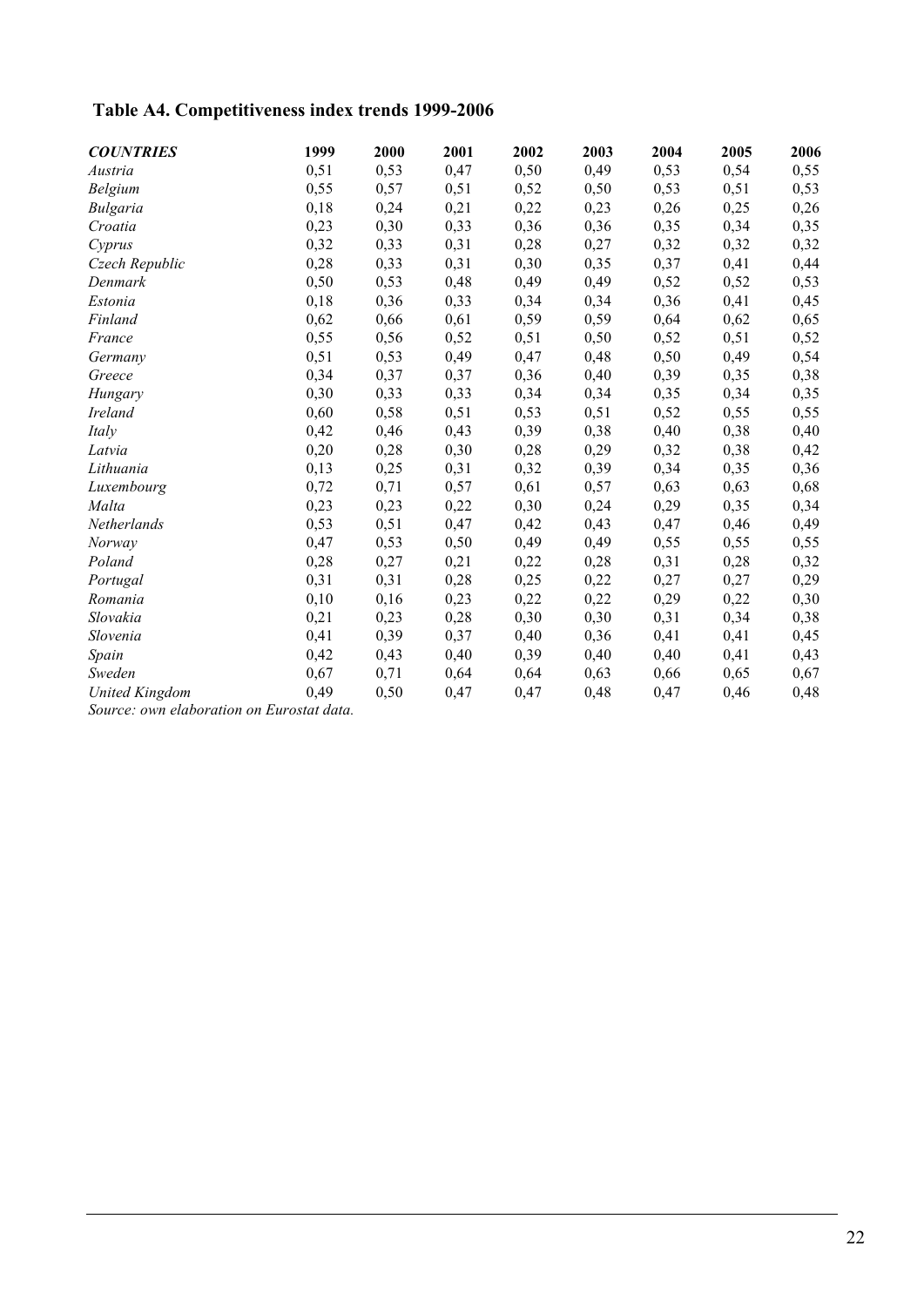## Table A4. Competitiveness index trends 1999-2006

| *COUNTRIES* | 1999 | 2000 | 2001 | 2002 | 2003 | 2004 | 2005 | 2006 |
|---|---|---|---|---|---|---|---|---|
| *Austria* | 0,51 | 0,53 | 0,47 | 0,50 | 0,49 | 0,53 | 0,54 | 0,55 |
| *Belgium* | 0,55 | 0,57 | 0,51 | 0,52 | 0,50 | 0,53 | 0,51 | 0,53 |
| *Bulgaria* | 0,18 | 0,24 | 0,21 | 0,22 | 0,23 | 0,26 | 0,25 | 0,26 |
| *Croatia* | 0,23 | 0,30 | 0,33 | 0,36 | 0,36 | 0,35 | 0,34 | 0,35 |
| *Cyprus* | 0,32 | 0,33 | 0,31 | 0,28 | 0,27 | 0,32 | 0,32 | 0,32 |
| *Czech Republic* | 0,28 | 0,33 | 0,31 | 0,30 | 0,35 | 0,37 | 0,41 | 0,44 |
| *Denmark* | 0,50 | 0,53 | 0,48 | 0,49 | 0,49 | 0,52 | 0,52 | 0,53 |
| *Estonia* | 0,18 | 0,36 | 0,33 | 0,34 | 0,34 | 0,36 | 0,41 | 0,45 |
| *Finland* | 0,62 | 0,66 | 0,61 | 0,59 | 0,59 | 0,64 | 0,62 | 0,65 |
| *France* | 0,55 | 0,56 | 0,52 | 0,51 | 0,50 | 0,52 | 0,51 | 0,52 |
| *Germany* | 0,51 | 0,53 | 0,49 | 0,47 | 0,48 | 0,50 | 0,49 | 0,54 |
| *Greece* | 0,34 | 0,37 | 0,37 | 0,36 | 0,40 | 0,39 | 0,35 | 0,38 |
| *Hungary* | 0,30 | 0,33 | 0,33 | 0,34 | 0,34 | 0,35 | 0,34 | 0,35 |
| *Ireland* | 0,60 | 0,58 | 0,51 | 0,53 | 0,51 | 0,52 | 0,55 | 0,55 |
| *Italy* | 0,42 | 0,46 | 0,43 | 0,39 | 0,38 | 0,40 | 0,38 | 0,40 |
| *Latvia* | 0,20 | 0,28 | 0,30 | 0,28 | 0,29 | 0,32 | 0,38 | 0,42 |
| *Lithuania* | 0,13 | 0,25 | 0,31 | 0,32 | 0,39 | 0,34 | 0,35 | 0,36 |
| *Luxembourg* | 0,72 | 0,71 | 0,57 | 0,61 | 0,57 | 0,63 | 0,63 | 0,68 |
| *Malta* | 0,23 | 0,23 | 0,22 | 0,30 | 0,24 | 0,29 | 0,35 | 0,34 |
| *Netherlands* | 0,53 | 0,51 | 0,47 | 0,42 | 0,43 | 0,47 | 0,46 | 0,49 |
| *Norway* | 0,47 | 0,53 | 0,50 | 0,49 | 0,49 | 0,55 | 0,55 | 0,55 |
| *Poland* | 0,28 | 0,27 | 0,21 | 0,22 | 0,28 | 0,31 | 0,28 | 0,32 |
| *Portugal* | 0,31 | 0,31 | 0,28 | 0,25 | 0,22 | 0,27 | 0,27 | 0,29 |
| *Romania* | 0,10 | 0,16 | 0,23 | 0,22 | 0,22 | 0,29 | 0,22 | 0,30 |
| *Slovakia* | 0,21 | 0,23 | 0,28 | 0,30 | 0,30 | 0,31 | 0,34 | 0,38 |
| *Slovenia* | 0,41 | 0,39 | 0,37 | 0,40 | 0,36 | 0,41 | 0,41 | 0,45 |
| *Spain* | 0,42 | 0,43 | 0,40 | 0,39 | 0,40 | 0,40 | 0,41 | 0,43 |
| *Sweden* | 0,67 | 0,71 | 0,64 | 0,64 | 0,63 | 0,66 | 0,65 | 0,67 |
| *United Kingdom* | 0,49 | 0,50 | 0,47 | 0,47 | 0,48 | 0,47 | 0,46 | 0,48 |

*Source: own elaboration on Eurostat data.*